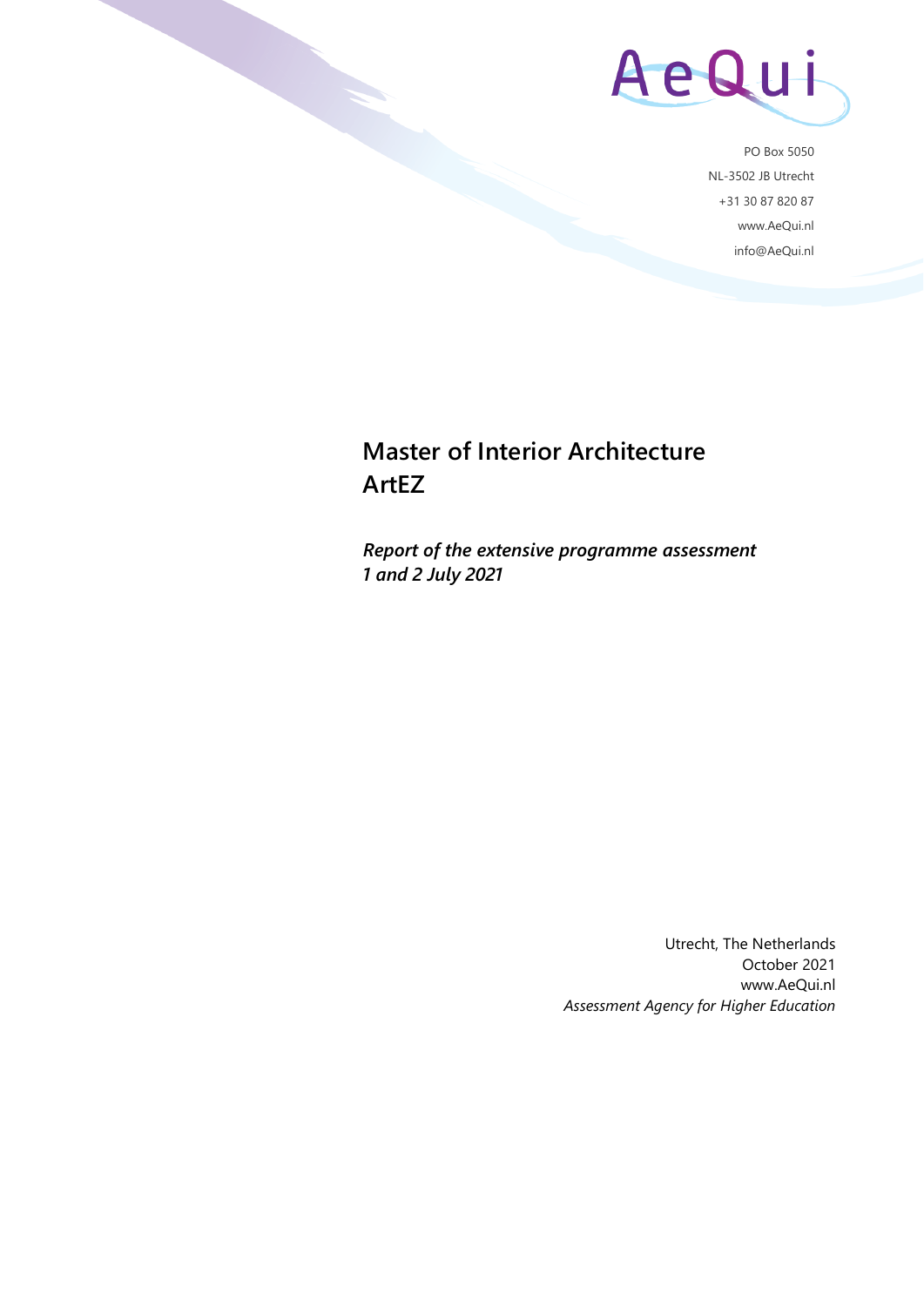AeQui

PO Box 5050
NL-3502 JB Utrecht
+31 30 87 820 87
www.AeQui.nl
info@AeQui.nl

# Master of Interior Architecture ArtEZ

***Report of the extensive programme assessment***
***1 and 2 July 2021***

Utrecht, The Netherlands
October 2021
www.AeQui.nl
*Assessment Agency for Higher Education*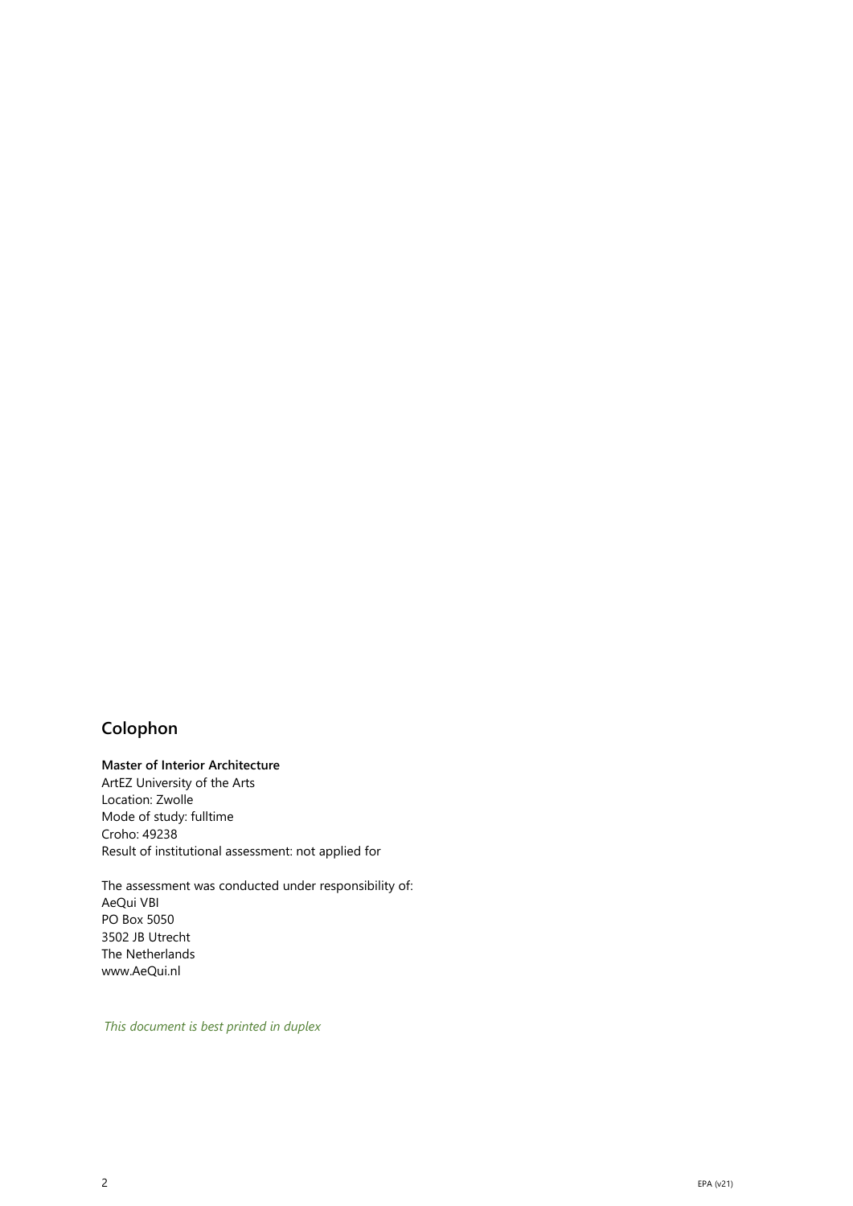## Colophon

**Master of Interior Architecture**
ArtEZ University of the Arts
Location: Zwolle
Mode of study: fulltime
Croho: 49238
Result of institutional assessment: not applied for

The assessment was conducted under responsibility of:
AeQui VBI
PO Box 5050
3502 JB Utrecht
The Netherlands
www.AeQui.nl

*This document is best printed in duplex*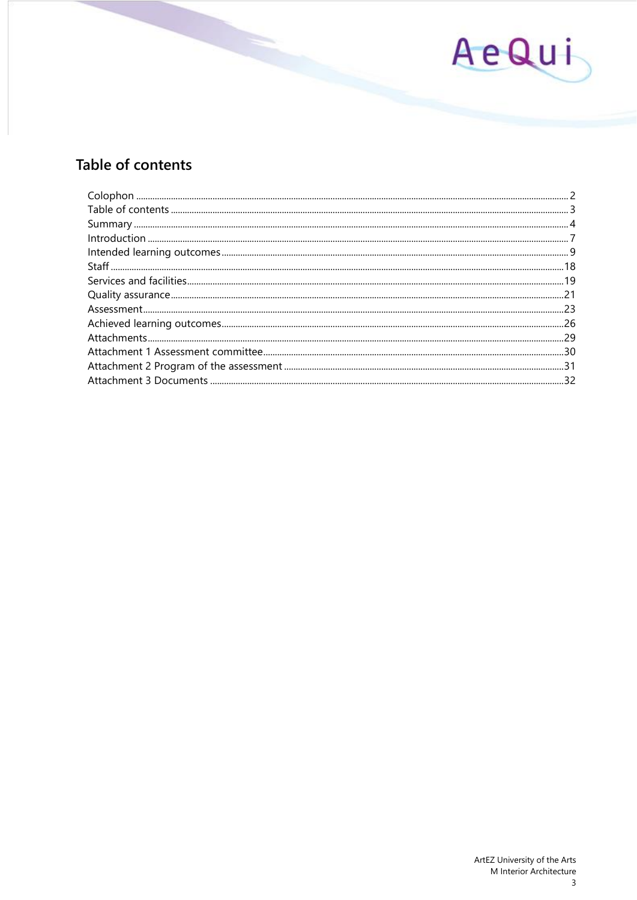## Table of contents

- Colophon ... 2
- Table of contents ... 3
- Summary ... 4
- Introduction ... 7
- Intended learning outcomes ... 9
- Staff ... 18
- Services and facilities ... 19
- Quality assurance ... 21
- Assessment ... 23
- Achieved learning outcomes ... 26
- Attachments ... 29
- Attachment 1 Assessment committee ... 30
- Attachment 2 Program of the assessment ... 31
- Attachment 3 Documents ... 32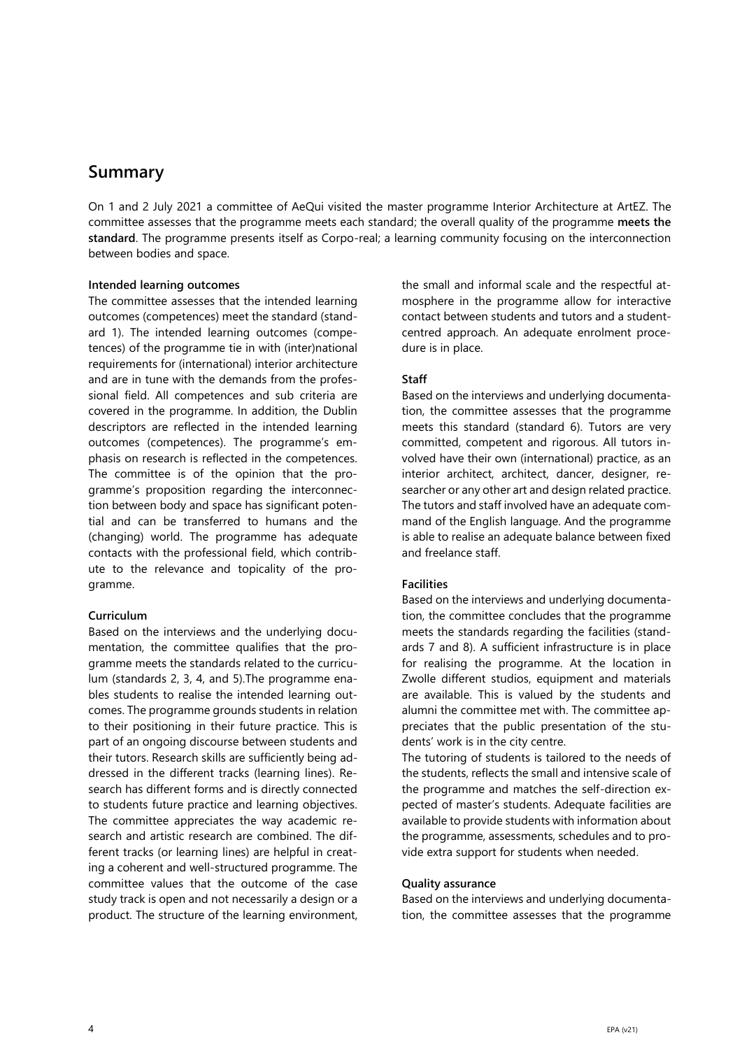## Summary

On 1 and 2 July 2021 a committee of AeQui visited the master programme Interior Architecture at ArtEZ. The committee assesses that the programme meets each standard; the overall quality of the programme **meets the standard**. The programme presents itself as Corpo-real; a learning community focusing on the interconnection between bodies and space.

**Intended learning outcomes**

The committee assesses that the intended learning outcomes (competences) meet the standard (standard 1). The intended learning outcomes (competences) of the programme tie in with (inter)national requirements for (international) interior architecture and are in tune with the demands from the professional field. All competences and sub criteria are covered in the programme. In addition, the Dublin descriptors are reflected in the intended learning outcomes (competences). The programme's emphasis on research is reflected in the competences. The committee is of the opinion that the programme's proposition regarding the interconnection between body and space has significant potential and can be transferred to humans and the (changing) world. The programme has adequate contacts with the professional field, which contribute to the relevance and topicality of the programme.

**Curriculum**

Based on the interviews and the underlying documentation, the committee qualifies that the programme meets the standards related to the curriculum (standards 2, 3, 4, and 5).The programme enables students to realise the intended learning outcomes. The programme grounds students in relation to their positioning in their future practice. This is part of an ongoing discourse between students and their tutors. Research skills are sufficiently being addressed in the different tracks (learning lines). Research has different forms and is directly connected to students future practice and learning objectives. The committee appreciates the way academic research and artistic research are combined. The different tracks (or learning lines) are helpful in creating a coherent and well-structured programme. The committee values that the outcome of the case study track is open and not necessarily a design or a product. The structure of the learning environment, the small and informal scale and the respectful atmosphere in the programme allow for interactive contact between students and tutors and a student-centred approach. An adequate enrolment procedure is in place.

**Staff**

Based on the interviews and underlying documentation, the committee assesses that the programme meets this standard (standard 6). Tutors are very committed, competent and rigorous. All tutors involved have their own (international) practice, as an interior architect, architect, dancer, designer, researcher or any other art and design related practice. The tutors and staff involved have an adequate command of the English language. And the programme is able to realise an adequate balance between fixed and freelance staff.

**Facilities**

Based on the interviews and underlying documentation, the committee concludes that the programme meets the standards regarding the facilities (standards 7 and 8). A sufficient infrastructure is in place for realising the programme. At the location in Zwolle different studios, equipment and materials are available. This is valued by the students and alumni the committee met with. The committee appreciates that the public presentation of the students' work is in the city centre.

The tutoring of students is tailored to the needs of the students, reflects the small and intensive scale of the programme and matches the self-direction expected of master's students. Adequate facilities are available to provide students with information about the programme, assessments, schedules and to provide extra support for students when needed.

**Quality assurance**

Based on the interviews and underlying documentation, the committee assesses that the programme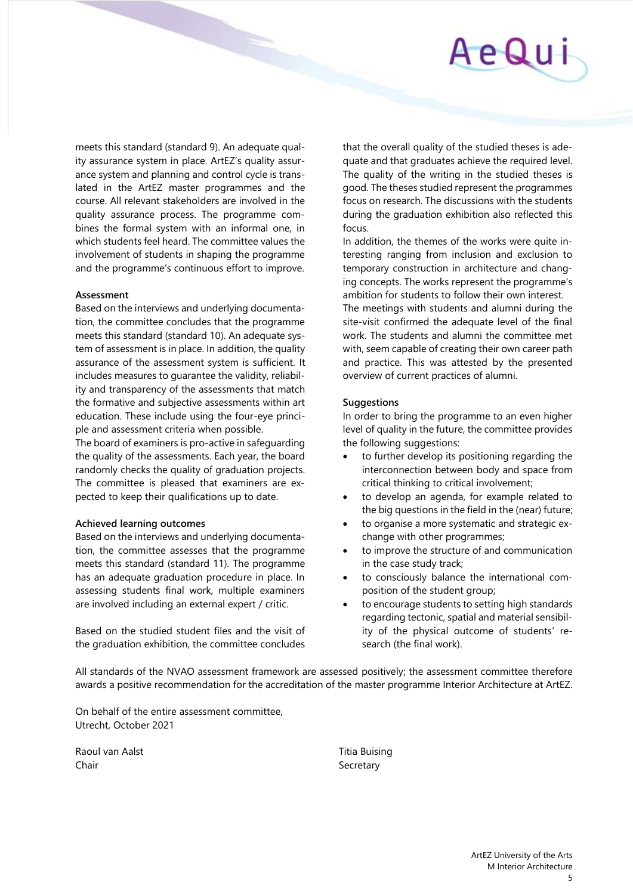meets this standard (standard 9). An adequate quality assurance system in place. ArtEZ's quality assurance system and planning and control cycle is translated in the ArtEZ master programmes and the course. All relevant stakeholders are involved in the quality assurance process. The programme combines the formal system with an informal one, in which students feel heard. The committee values the involvement of students in shaping the programme and the programme's continuous effort to improve.

**Assessment**

Based on the interviews and underlying documentation, the committee concludes that the programme meets this standard (standard 10). An adequate system of assessment is in place. In addition, the quality assurance of the assessment system is sufficient. It includes measures to guarantee the validity, reliability and transparency of the assessments that match the formative and subjective assessments within art education. These include using the four-eye principle and assessment criteria when possible.

The board of examiners is pro-active in safeguarding the quality of the assessments. Each year, the board randomly checks the quality of graduation projects. The committee is pleased that examiners are expected to keep their qualifications up to date.

**Achieved learning outcomes**

Based on the interviews and underlying documentation, the committee assesses that the programme meets this standard (standard 11). The programme has an adequate graduation procedure in place. In assessing students final work, multiple examiners are involved including an external expert / critic.

Based on the studied student files and the visit of the graduation exhibition, the committee concludes that the overall quality of the studied theses is adequate and that graduates achieve the required level. The quality of the writing in the studied theses is good. The theses studied represent the programmes focus on research. The discussions with the students during the graduation exhibition also reflected this focus.

In addition, the themes of the works were quite interesting ranging from inclusion and exclusion to temporary construction in architecture and changing concepts. The works represent the programme's ambition for students to follow their own interest.

The meetings with students and alumni during the site-visit confirmed the adequate level of the final work. The students and alumni the committee met with, seem capable of creating their own career path and practice. This was attested by the presented overview of current practices of alumni.

**Suggestions**

In order to bring the programme to an even higher level of quality in the future, the committee provides the following suggestions:

- to further develop its positioning regarding the interconnection between body and space from critical thinking to critical involvement;
- to develop an agenda, for example related to the big questions in the field in the (near) future;
- to organise a more systematic and strategic exchange with other programmes;
- to improve the structure of and communication in the case study track;
- to consciously balance the international composition of the student group;
- to encourage students to setting high standards regarding tectonic, spatial and material sensibility of the physical outcome of students' research (the final work).

All standards of the NVAO assessment framework are assessed positively; the assessment committee therefore awards a positive recommendation for the accreditation of the master programme Interior Architecture at ArtEZ.

On behalf of the entire assessment committee,
Utrecht, October 2021

Raoul van Aalst
Chair

Titia Buising
Secretary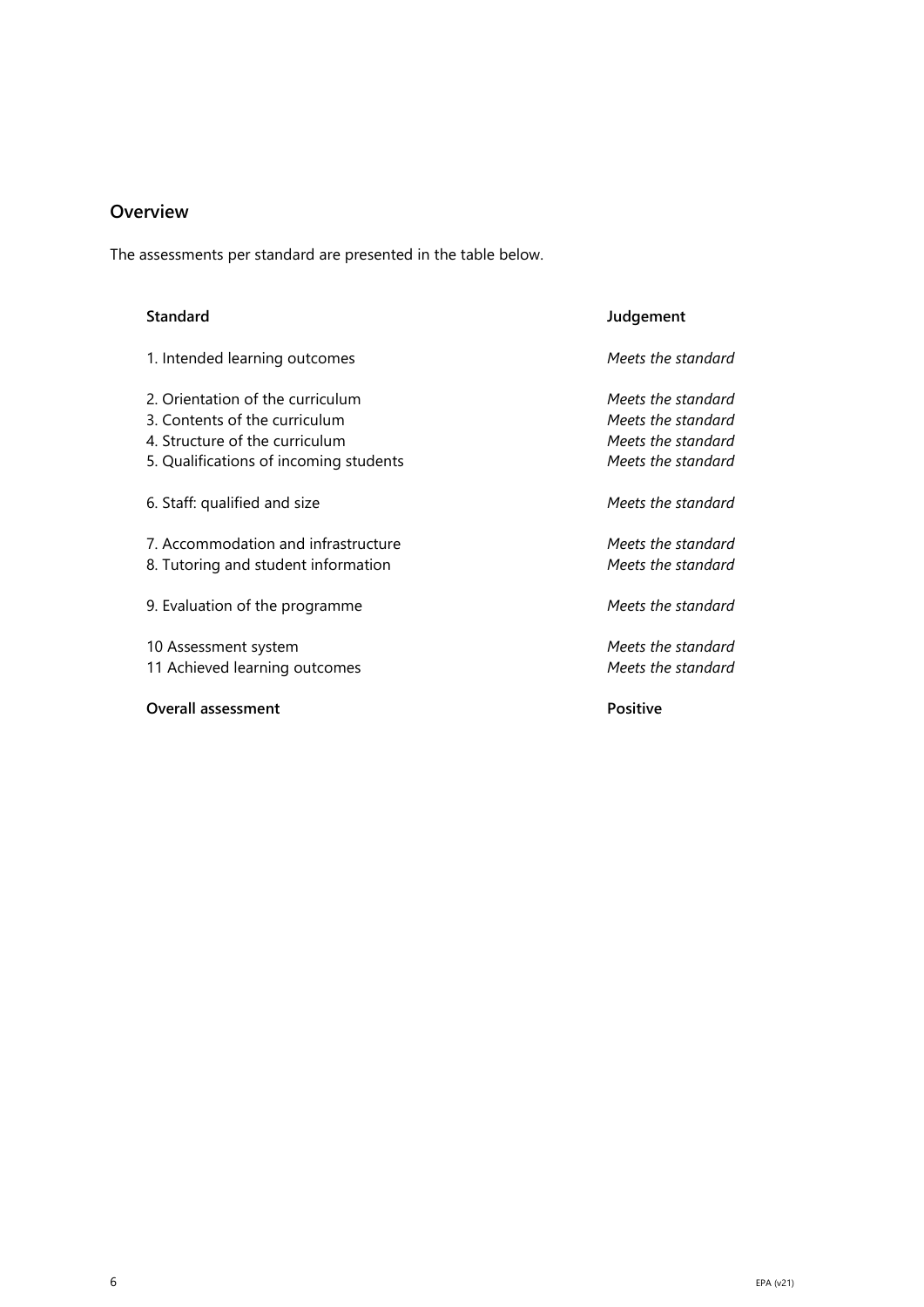## Overview

The assessments per standard are presented in the table below.

| Standard | Judgement |
| --- | --- |
| 1. Intended learning outcomes | *Meets the standard* |
| 2. Orientation of the curriculum | *Meets the standard* |
| 3. Contents of the curriculum | *Meets the standard* |
| 4. Structure of the curriculum | *Meets the standard* |
| 5. Qualifications of incoming students | *Meets the standard* |
| 6. Staff: qualified and size | *Meets the standard* |
| 7. Accommodation and infrastructure | *Meets the standard* |
| 8. Tutoring and student information | *Meets the standard* |
| 9. Evaluation of the programme | *Meets the standard* |
| 10 Assessment system | *Meets the standard* |
| 11 Achieved learning outcomes | *Meets the standard* |
| **Overall assessment** | **Positive** |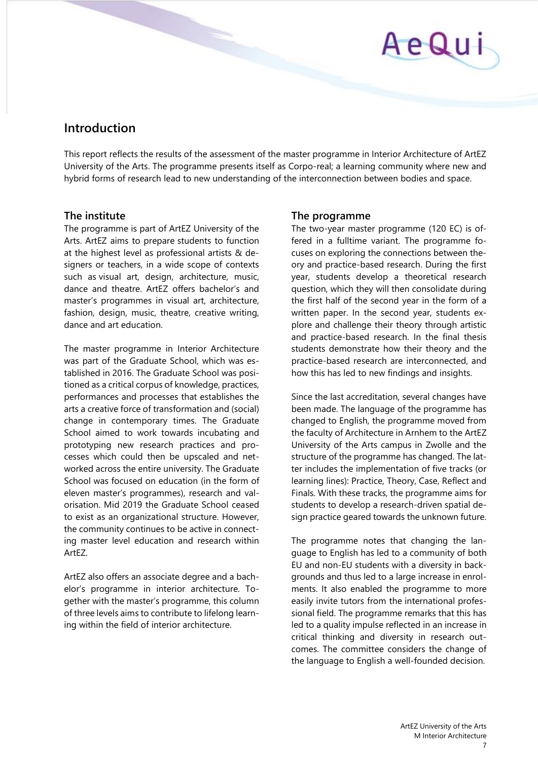## Introduction

This report reflects the results of the assessment of the master programme in Interior Architecture of ArtEZ University of the Arts. The programme presents itself as Corpo-real; a learning community where new and hybrid forms of research lead to new understanding of the interconnection between bodies and space.

### The institute

The programme is part of ArtEZ University of the Arts. ArtEZ aims to prepare students to function at the highest level as professional artists & designers or teachers, in a wide scope of contexts such as visual art, design, architecture, music, dance and theatre. ArtEZ offers bachelor's and master's programmes in visual art, architecture, fashion, design, music, theatre, creative writing, dance and art education.

The master programme in Interior Architecture was part of the Graduate School, which was established in 2016. The Graduate School was positioned as a critical corpus of knowledge, practices, performances and processes that establishes the arts a creative force of transformation and (social) change in contemporary times. The Graduate School aimed to work towards incubating and prototyping new research practices and processes which could then be upscaled and networked across the entire university. The Graduate School was focused on education (in the form of eleven master's programmes), research and valorisation. Mid 2019 the Graduate School ceased to exist as an organizational structure. However, the community continues to be active in connecting master level education and research within ArtEZ.

ArtEZ also offers an associate degree and a bachelor's programme in interior architecture. Together with the master's programme, this column of three levels aims to contribute to lifelong learning within the field of interior architecture.

### The programme

The two-year master programme (120 EC) is offered in a fulltime variant. The programme focuses on exploring the connections between theory and practice-based research. During the first year, students develop a theoretical research question, which they will then consolidate during the first half of the second year in the form of a written paper. In the second year, students explore and challenge their theory through artistic and practice-based research. In the final thesis students demonstrate how their theory and the practice-based research are interconnected, and how this has led to new findings and insights.

Since the last accreditation, several changes have been made. The language of the programme has changed to English, the programme moved from the faculty of Architecture in Arnhem to the ArtEZ University of the Arts campus in Zwolle and the structure of the programme has changed. The latter includes the implementation of five tracks (or learning lines): Practice, Theory, Case, Reflect and Finals. With these tracks, the programme aims for students to develop a research-driven spatial design practice geared towards the unknown future.

The programme notes that changing the language to English has led to a community of both EU and non-EU students with a diversity in backgrounds and thus led to a large increase in enrolments. It also enabled the programme to more easily invite tutors from the international professional field. The programme remarks that this has led to a quality impulse reflected in an increase in critical thinking and diversity in research outcomes. The committee considers the change of the language to English a well-founded decision.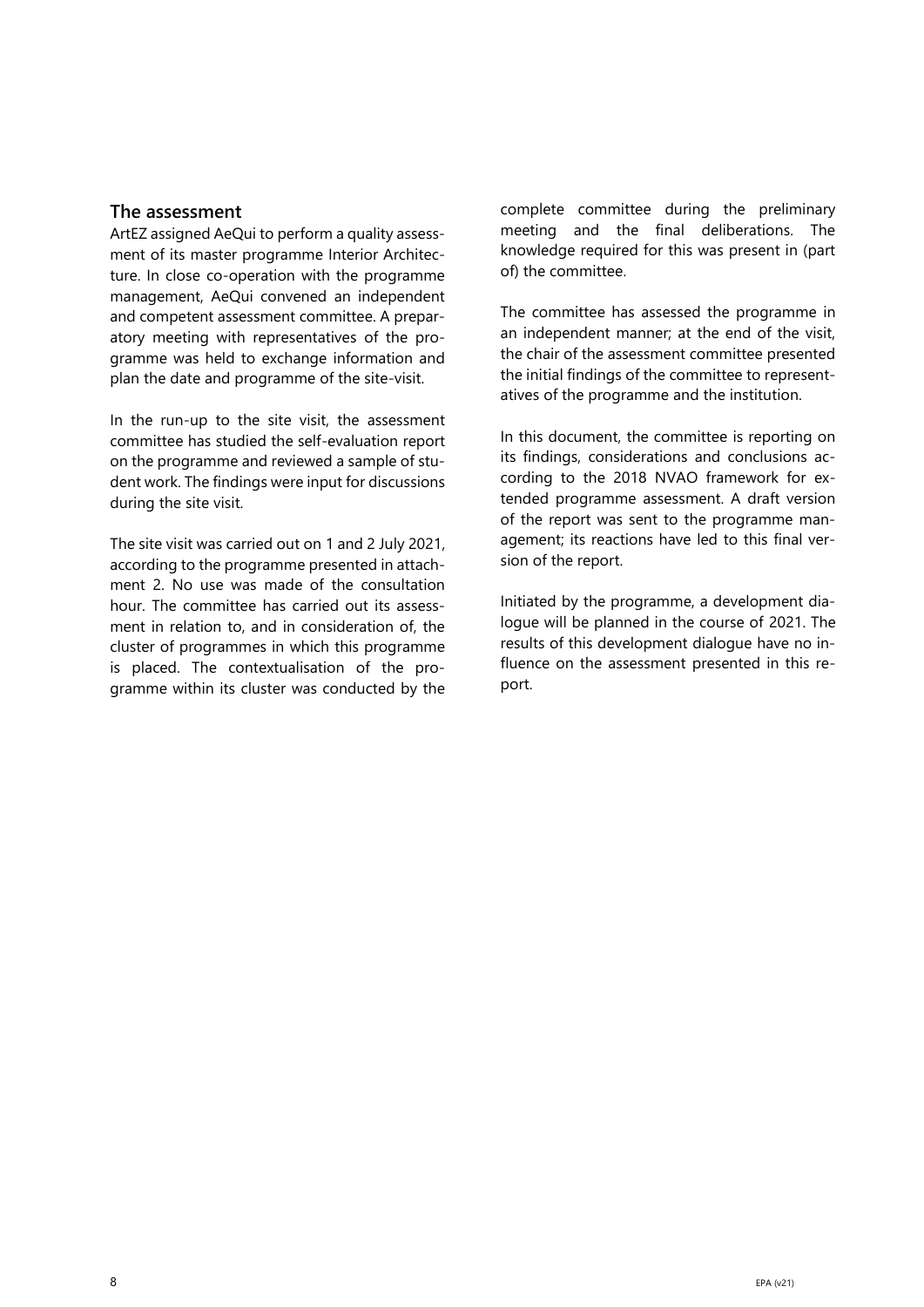## The assessment

ArtEZ assigned AeQui to perform a quality assessment of its master programme Interior Architecture. In close co-operation with the programme management, AeQui convened an independent and competent assessment committee. A preparatory meeting with representatives of the programme was held to exchange information and plan the date and programme of the site-visit.

In the run-up to the site visit, the assessment committee has studied the self-evaluation report on the programme and reviewed a sample of student work. The findings were input for discussions during the site visit.

The site visit was carried out on 1 and 2 July 2021, according to the programme presented in attachment 2. No use was made of the consultation hour. The committee has carried out its assessment in relation to, and in consideration of, the cluster of programmes in which this programme is placed. The contextualisation of the programme within its cluster was conducted by the complete committee during the preliminary meeting and the final deliberations. The knowledge required for this was present in (part of) the committee.

The committee has assessed the programme in an independent manner; at the end of the visit, the chair of the assessment committee presented the initial findings of the committee to representatives of the programme and the institution.

In this document, the committee is reporting on its findings, considerations and conclusions according to the 2018 NVAO framework for extended programme assessment. A draft version of the report was sent to the programme management; its reactions have led to this final version of the report.

Initiated by the programme, a development dialogue will be planned in the course of 2021. The results of this development dialogue have no influence on the assessment presented in this report.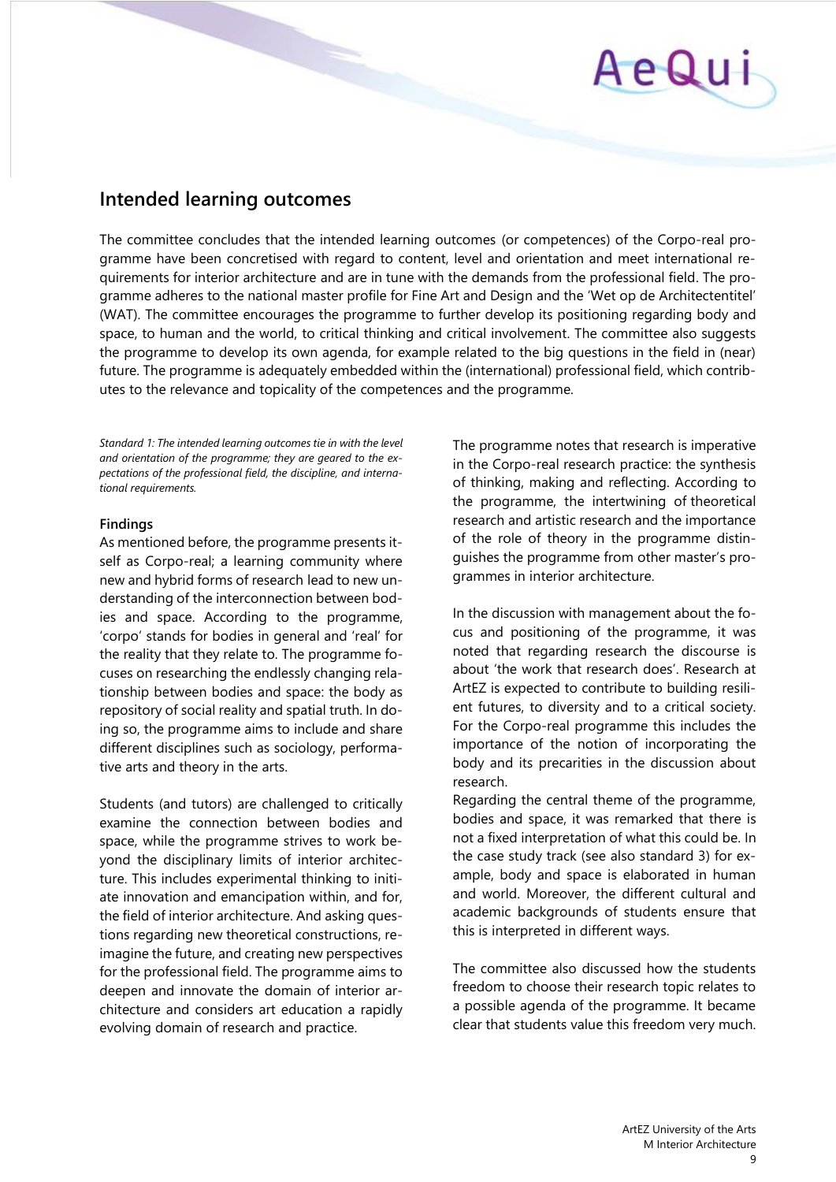## Intended learning outcomes

The committee concludes that the intended learning outcomes (or competences) of the Corpo-real programme have been concretised with regard to content, level and orientation and meet international requirements for interior architecture and are in tune with the demands from the professional field. The programme adheres to the national master profile for Fine Art and Design and the 'Wet op de Architectentitel' (WAT). The committee encourages the programme to further develop its positioning regarding body and space, to human and the world, to critical thinking and critical involvement. The committee also suggests the programme to develop its own agenda, for example related to the big questions in the field in (near) future. The programme is adequately embedded within the (international) professional field, which contributes to the relevance and topicality of the competences and the programme.

*Standard 1: The intended learning outcomes tie in with the level and orientation of the programme; they are geared to the expectations of the professional field, the discipline, and international requirements.*

**Findings**

As mentioned before, the programme presents itself as Corpo-real; a learning community where new and hybrid forms of research lead to new understanding of the interconnection between bodies and space. According to the programme, 'corpo' stands for bodies in general and 'real' for the reality that they relate to. The programme focuses on researching the endlessly changing relationship between bodies and space: the body as repository of social reality and spatial truth. In doing so, the programme aims to include and share different disciplines such as sociology, performative arts and theory in the arts.

Students (and tutors) are challenged to critically examine the connection between bodies and space, while the programme strives to work beyond the disciplinary limits of interior architecture. This includes experimental thinking to initiate innovation and emancipation within, and for, the field of interior architecture. And asking questions regarding new theoretical constructions, reimagine the future, and creating new perspectives for the professional field. The programme aims to deepen and innovate the domain of interior architecture and considers art education a rapidly evolving domain of research and practice.

The programme notes that research is imperative in the Corpo-real research practice: the synthesis of thinking, making and reflecting. According to the programme, the intertwining of theoretical research and artistic research and the importance of the role of theory in the programme distinguishes the programme from other master's programmes in interior architecture.

In the discussion with management about the focus and positioning of the programme, it was noted that regarding research the discourse is about 'the work that research does'. Research at ArtEZ is expected to contribute to building resilient futures, to diversity and to a critical society. For the Corpo-real programme this includes the importance of the notion of incorporating the body and its precarities in the discussion about research.

Regarding the central theme of the programme, bodies and space, it was remarked that there is not a fixed interpretation of what this could be. In the case study track (see also standard 3) for example, body and space is elaborated in human and world. Moreover, the different cultural and academic backgrounds of students ensure that this is interpreted in different ways.

The committee also discussed how the students freedom to choose their research topic relates to a possible agenda of the programme. It became clear that students value this freedom very much.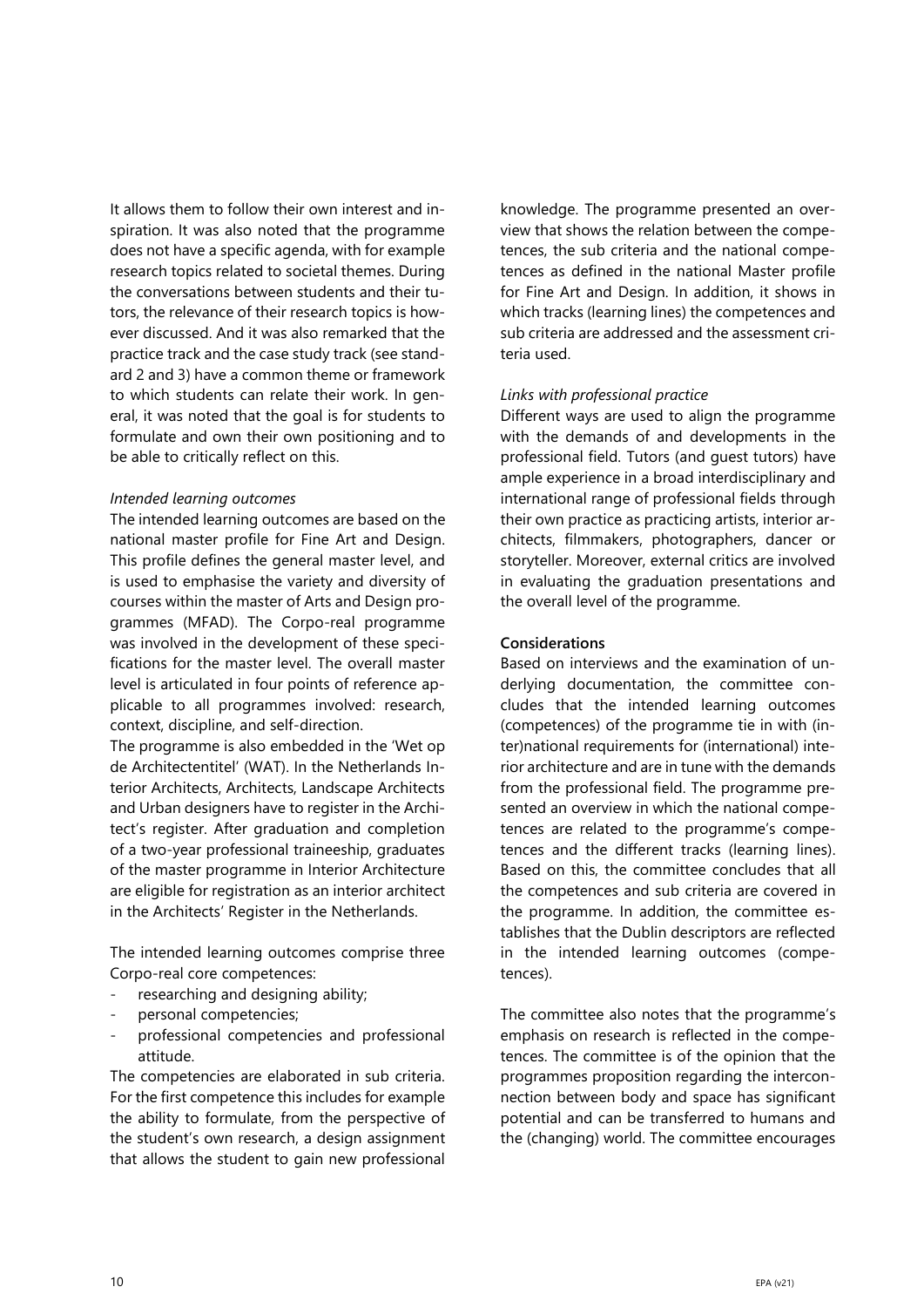It allows them to follow their own interest and inspiration. It was also noted that the programme does not have a specific agenda, with for example research topics related to societal themes. During the conversations between students and their tutors, the relevance of their research topics is however discussed. And it was also remarked that the practice track and the case study track (see standard 2 and 3) have a common theme or framework to which students can relate their work. In general, it was noted that the goal is for students to formulate and own their own positioning and to be able to critically reflect on this.

*Intended learning outcomes*

The intended learning outcomes are based on the national master profile for Fine Art and Design. This profile defines the general master level, and is used to emphasise the variety and diversity of courses within the master of Arts and Design programmes (MFAD). The Corpo-real programme was involved in the development of these specifications for the master level. The overall master level is articulated in four points of reference applicable to all programmes involved: research, context, discipline, and self-direction.

The programme is also embedded in the 'Wet op de Architectentitel' (WAT). In the Netherlands Interior Architects, Architects, Landscape Architects and Urban designers have to register in the Architect's register. After graduation and completion of a two-year professional traineeship, graduates of the master programme in Interior Architecture are eligible for registration as an interior architect in the Architects' Register in the Netherlands.

The intended learning outcomes comprise three Corpo-real core competences:

- researching and designing ability;
- personal competencies;
- professional competencies and professional attitude.

The competencies are elaborated in sub criteria. For the first competence this includes for example the ability to formulate, from the perspective of the student's own research, a design assignment that allows the student to gain new professional knowledge. The programme presented an overview that shows the relation between the competences, the sub criteria and the national competences as defined in the national Master profile for Fine Art and Design. In addition, it shows in which tracks (learning lines) the competences and sub criteria are addressed and the assessment criteria used.

*Links with professional practice*

Different ways are used to align the programme with the demands of and developments in the professional field. Tutors (and guest tutors) have ample experience in a broad interdisciplinary and international range of professional fields through their own practice as practicing artists, interior architects, filmmakers, photographers, dancer or storyteller. Moreover, external critics are involved in evaluating the graduation presentations and the overall level of the programme.

**Considerations**

Based on interviews and the examination of underlying documentation, the committee concludes that the intended learning outcomes (competences) of the programme tie in with (inter)national requirements for (international) interior architecture and are in tune with the demands from the professional field. The programme presented an overview in which the national competences are related to the programme's competences and the different tracks (learning lines). Based on this, the committee concludes that all the competences and sub criteria are covered in the programme. In addition, the committee establishes that the Dublin descriptors are reflected in the intended learning outcomes (competences).

The committee also notes that the programme's emphasis on research is reflected in the competences. The committee is of the opinion that the programmes proposition regarding the interconnection between body and space has significant potential and can be transferred to humans and the (changing) world. The committee encourages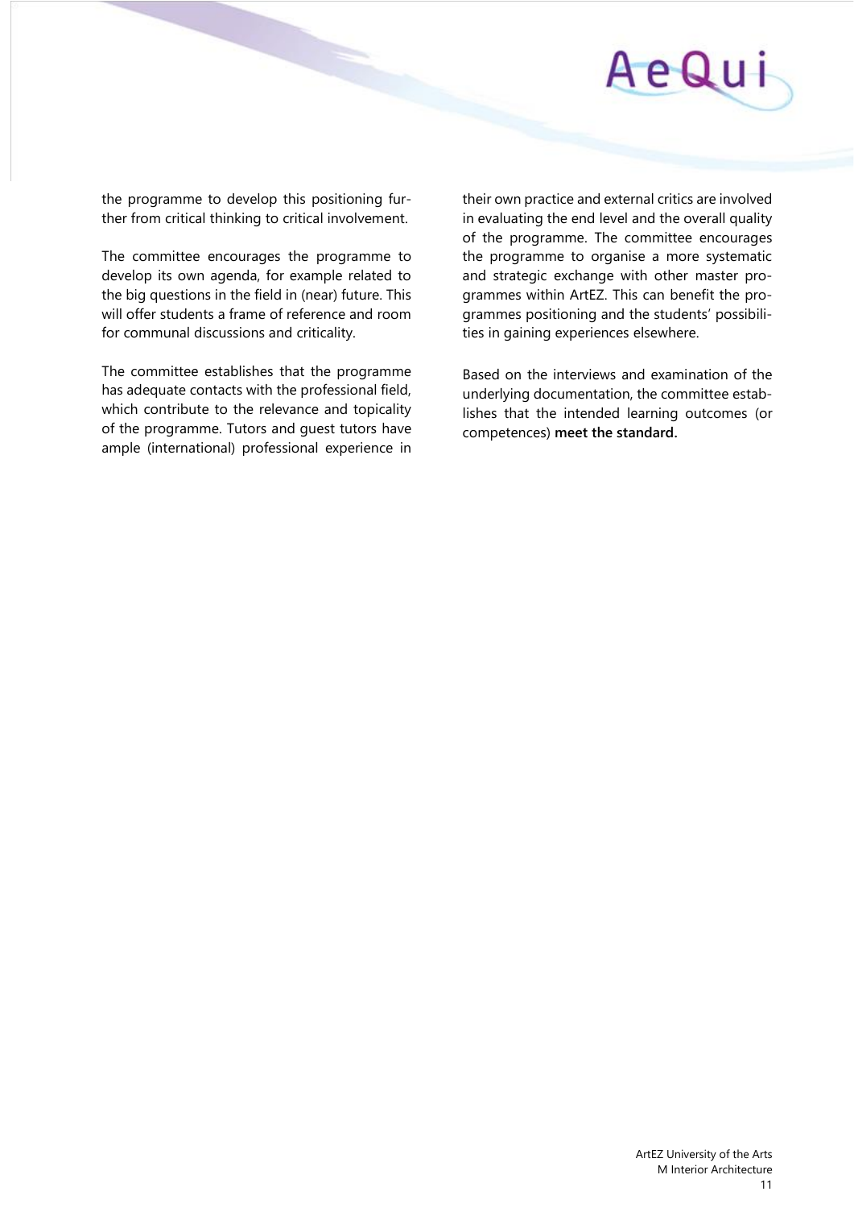the programme to develop this positioning further from critical thinking to critical involvement.

The committee encourages the programme to develop its own agenda, for example related to the big questions in the field in (near) future. This will offer students a frame of reference and room for communal discussions and criticality.

The committee establishes that the programme has adequate contacts with the professional field, which contribute to the relevance and topicality of the programme. Tutors and guest tutors have ample (international) professional experience in their own practice and external critics are involved in evaluating the end level and the overall quality of the programme. The committee encourages the programme to organise a more systematic and strategic exchange with other master programmes within ArtEZ. This can benefit the programmes positioning and the students' possibilities in gaining experiences elsewhere.

Based on the interviews and examination of the underlying documentation, the committee establishes that the intended learning outcomes (or competences) **meet the standard.**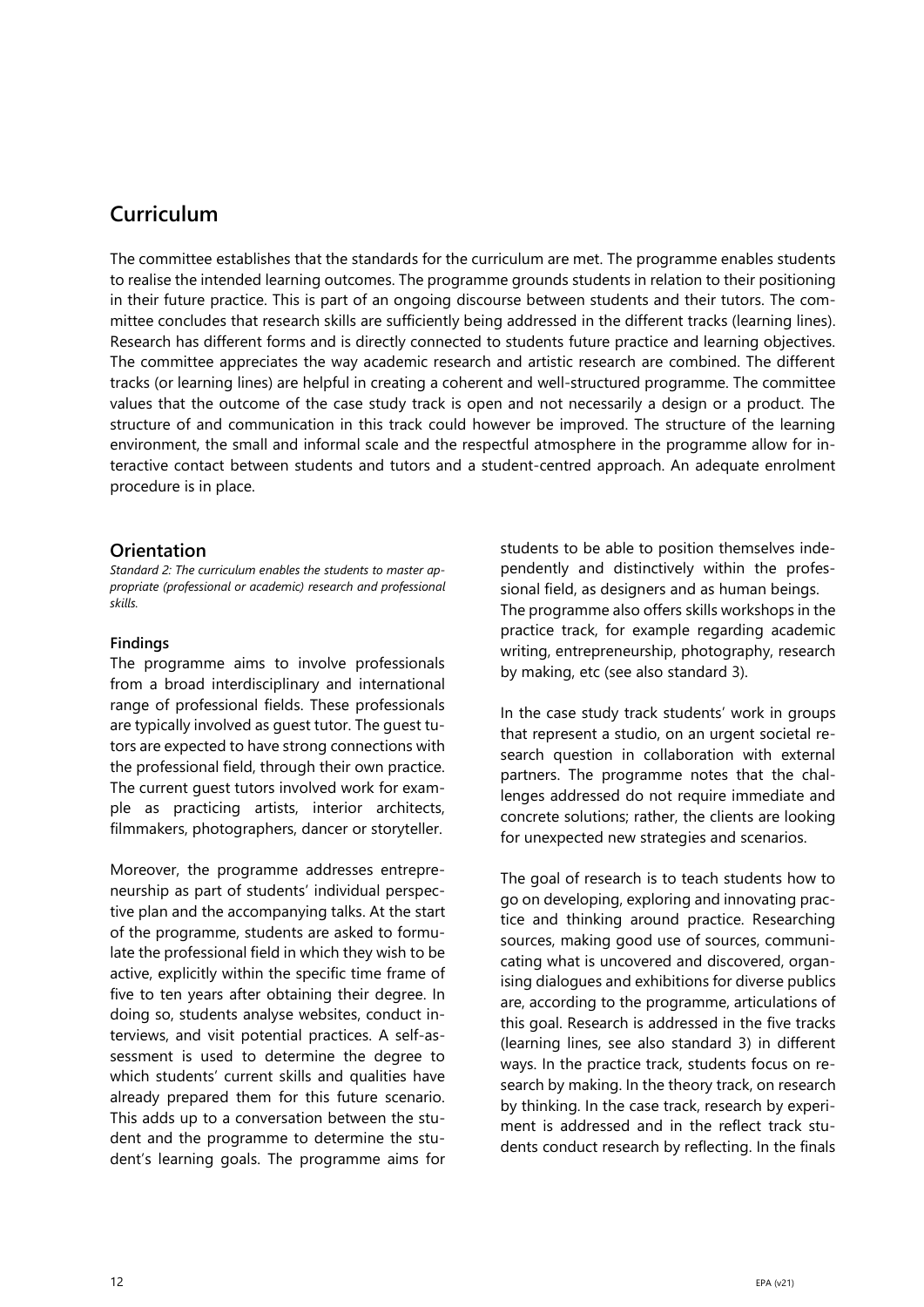## Curriculum

The committee establishes that the standards for the curriculum are met. The programme enables students to realise the intended learning outcomes. The programme grounds students in relation to their positioning in their future practice. This is part of an ongoing discourse between students and their tutors. The committee concludes that research skills are sufficiently being addressed in the different tracks (learning lines). Research has different forms and is directly connected to students future practice and learning objectives. The committee appreciates the way academic research and artistic research are combined. The different tracks (or learning lines) are helpful in creating a coherent and well-structured programme. The committee values that the outcome of the case study track is open and not necessarily a design or a product. The structure of and communication in this track could however be improved. The structure of the learning environment, the small and informal scale and the respectful atmosphere in the programme allow for interactive contact between students and tutors and a student-centred approach. An adequate enrolment procedure is in place.

### Orientation

*Standard 2: The curriculum enables the students to master appropriate (professional or academic) research and professional skills.*

#### Findings

The programme aims to involve professionals from a broad interdisciplinary and international range of professional fields. These professionals are typically involved as guest tutor. The guest tutors are expected to have strong connections with the professional field, through their own practice. The current guest tutors involved work for example as practicing artists, interior architects, filmmakers, photographers, dancer or storyteller.

Moreover, the programme addresses entrepreneurship as part of students' individual perspective plan and the accompanying talks. At the start of the programme, students are asked to formulate the professional field in which they wish to be active, explicitly within the specific time frame of five to ten years after obtaining their degree. In doing so, students analyse websites, conduct interviews, and visit potential practices. A self-assessment is used to determine the degree to which students' current skills and qualities have already prepared them for this future scenario. This adds up to a conversation between the student and the programme to determine the student's learning goals. The programme aims for students to be able to position themselves independently and distinctively within the professional field, as designers and as human beings.

The programme also offers skills workshops in the practice track, for example regarding academic writing, entrepreneurship, photography, research by making, etc (see also standard 3).

In the case study track students' work in groups that represent a studio, on an urgent societal research question in collaboration with external partners. The programme notes that the challenges addressed do not require immediate and concrete solutions; rather, the clients are looking for unexpected new strategies and scenarios.

The goal of research is to teach students how to go on developing, exploring and innovating practice and thinking around practice. Researching sources, making good use of sources, communicating what is uncovered and discovered, organising dialogues and exhibitions for diverse publics are, according to the programme, articulations of this goal. Research is addressed in the five tracks (learning lines, see also standard 3) in different ways. In the practice track, students focus on research by making. In the theory track, on research by thinking. In the case track, research by experiment is addressed and in the reflect track students conduct research by reflecting. In the finals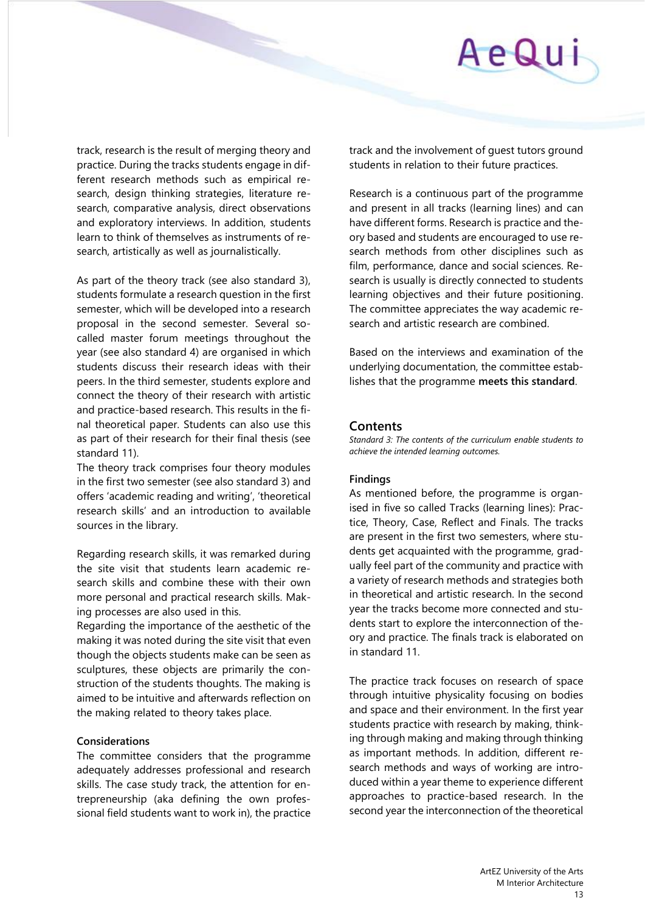track, research is the result of merging theory and practice. During the tracks students engage in different research methods such as empirical research, design thinking strategies, literature research, comparative analysis, direct observations and exploratory interviews. In addition, students learn to think of themselves as instruments of research, artistically as well as journalistically.

As part of the theory track (see also standard 3), students formulate a research question in the first semester, which will be developed into a research proposal in the second semester. Several so-called master forum meetings throughout the year (see also standard 4) are organised in which students discuss their research ideas with their peers. In the third semester, students explore and connect the theory of their research with artistic and practice-based research. This results in the final theoretical paper. Students can also use this as part of their research for their final thesis (see standard 11).

The theory track comprises four theory modules in the first two semester (see also standard 3) and offers 'academic reading and writing', 'theoretical research skills' and an introduction to available sources in the library.

Regarding research skills, it was remarked during the site visit that students learn academic research skills and combine these with their own more personal and practical research skills. Making processes are also used in this.

Regarding the importance of the aesthetic of the making it was noted during the site visit that even though the objects students make can be seen as sculptures, these objects are primarily the construction of the students thoughts. The making is aimed to be intuitive and afterwards reflection on the making related to theory takes place.

**Considerations**

The committee considers that the programme adequately addresses professional and research skills. The case study track, the attention for entrepreneurship (aka defining the own professional field students want to work in), the practice track and the involvement of guest tutors ground students in relation to their future practices.

Research is a continuous part of the programme and present in all tracks (learning lines) and can have different forms. Research is practice and theory based and students are encouraged to use research methods from other disciplines such as film, performance, dance and social sciences. Research is usually is directly connected to students learning objectives and their future positioning. The committee appreciates the way academic research and artistic research are combined.

Based on the interviews and examination of the underlying documentation, the committee establishes that the programme **meets this standard**.

## Contents

*Standard 3: The contents of the curriculum enable students to achieve the intended learning outcomes.*

**Findings**

As mentioned before, the programme is organised in five so called Tracks (learning lines): Practice, Theory, Case, Reflect and Finals. The tracks are present in the first two semesters, where students get acquainted with the programme, gradually feel part of the community and practice with a variety of research methods and strategies both in theoretical and artistic research. In the second year the tracks become more connected and students start to explore the interconnection of theory and practice. The finals track is elaborated on in standard 11.

The practice track focuses on research of space through intuitive physicality focusing on bodies and space and their environment. In the first year students practice with research by making, thinking through making and making through thinking as important methods. In addition, different research methods and ways of working are introduced within a year theme to experience different approaches to practice-based research. In the second year the interconnection of the theoretical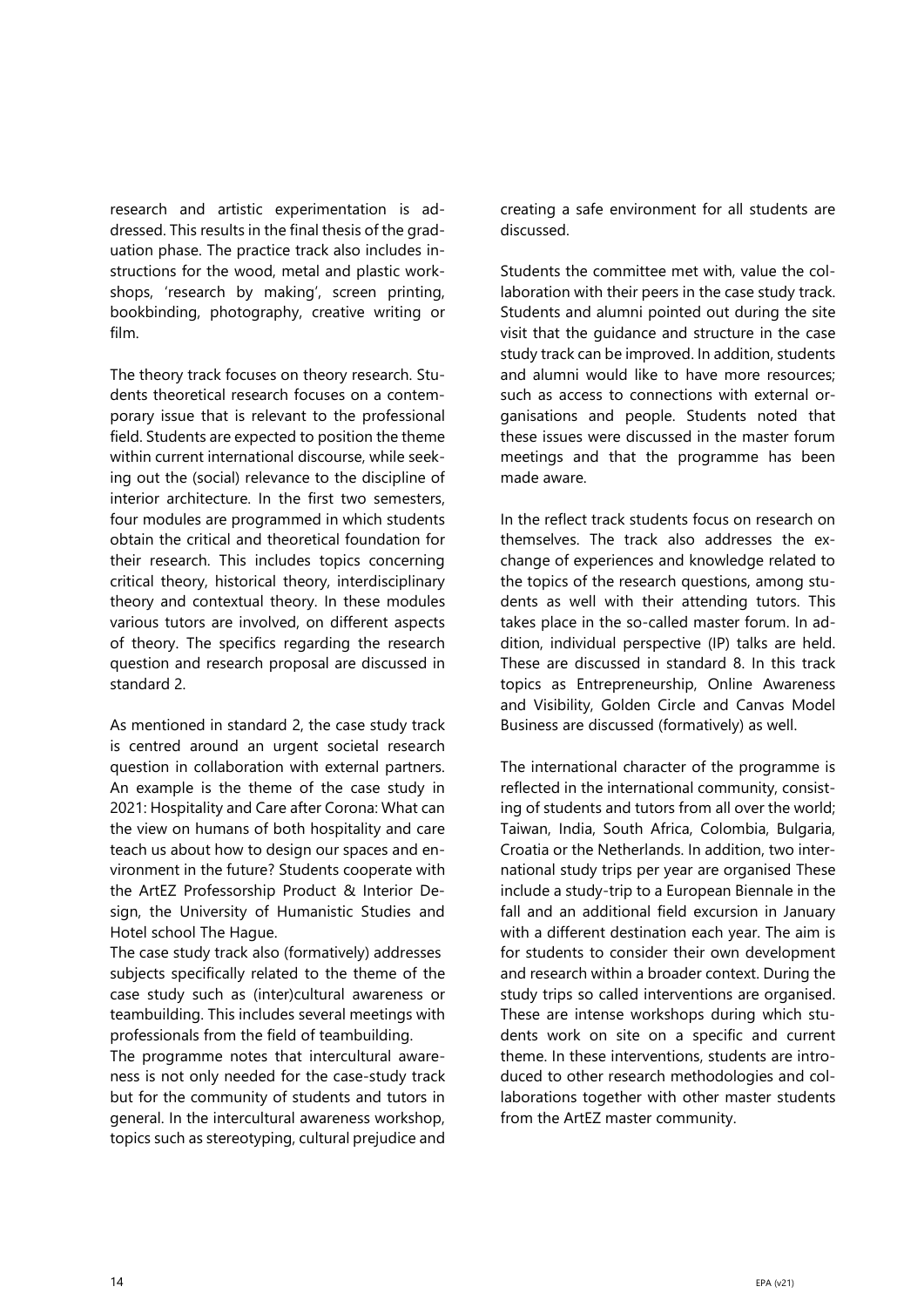research and artistic experimentation is addressed. This results in the final thesis of the graduation phase. The practice track also includes instructions for the wood, metal and plastic workshops, 'research by making', screen printing, bookbinding, photography, creative writing or film.

The theory track focuses on theory research. Students theoretical research focuses on a contemporary issue that is relevant to the professional field. Students are expected to position the theme within current international discourse, while seeking out the (social) relevance to the discipline of interior architecture. In the first two semesters, four modules are programmed in which students obtain the critical and theoretical foundation for their research. This includes topics concerning critical theory, historical theory, interdisciplinary theory and contextual theory. In these modules various tutors are involved, on different aspects of theory. The specifics regarding the research question and research proposal are discussed in standard 2.

As mentioned in standard 2, the case study track is centred around an urgent societal research question in collaboration with external partners. An example is the theme of the case study in 2021: Hospitality and Care after Corona: What can the view on humans of both hospitality and care teach us about how to design our spaces and environment in the future? Students cooperate with the ArtEZ Professorship Product & Interior Design, the University of Humanistic Studies and Hotel school The Hague.
The case study track also (formatively) addresses subjects specifically related to the theme of the case study such as (inter)cultural awareness or teambuilding. This includes several meetings with professionals from the field of teambuilding.
The programme notes that intercultural awareness is not only needed for the case-study track but for the community of students and tutors in general. In the intercultural awareness workshop, topics such as stereotyping, cultural prejudice and creating a safe environment for all students are discussed.

Students the committee met with, value the collaboration with their peers in the case study track. Students and alumni pointed out during the site visit that the guidance and structure in the case study track can be improved. In addition, students and alumni would like to have more resources; such as access to connections with external organisations and people. Students noted that these issues were discussed in the master forum meetings and that the programme has been made aware.

In the reflect track students focus on research on themselves. The track also addresses the exchange of experiences and knowledge related to the topics of the research questions, among students as well with their attending tutors. This takes place in the so-called master forum. In addition, individual perspective (IP) talks are held. These are discussed in standard 8. In this track topics as Entrepreneurship, Online Awareness and Visibility, Golden Circle and Canvas Model Business are discussed (formatively) as well.

The international character of the programme is reflected in the international community, consisting of students and tutors from all over the world; Taiwan, India, South Africa, Colombia, Bulgaria, Croatia or the Netherlands. In addition, two international study trips per year are organised These include a study-trip to a European Biennale in the fall and an additional field excursion in January with a different destination each year. The aim is for students to consider their own development and research within a broader context. During the study trips so called interventions are organised. These are intense workshops during which students work on site on a specific and current theme. In these interventions, students are introduced to other research methodologies and collaborations together with other master students from the ArtEZ master community.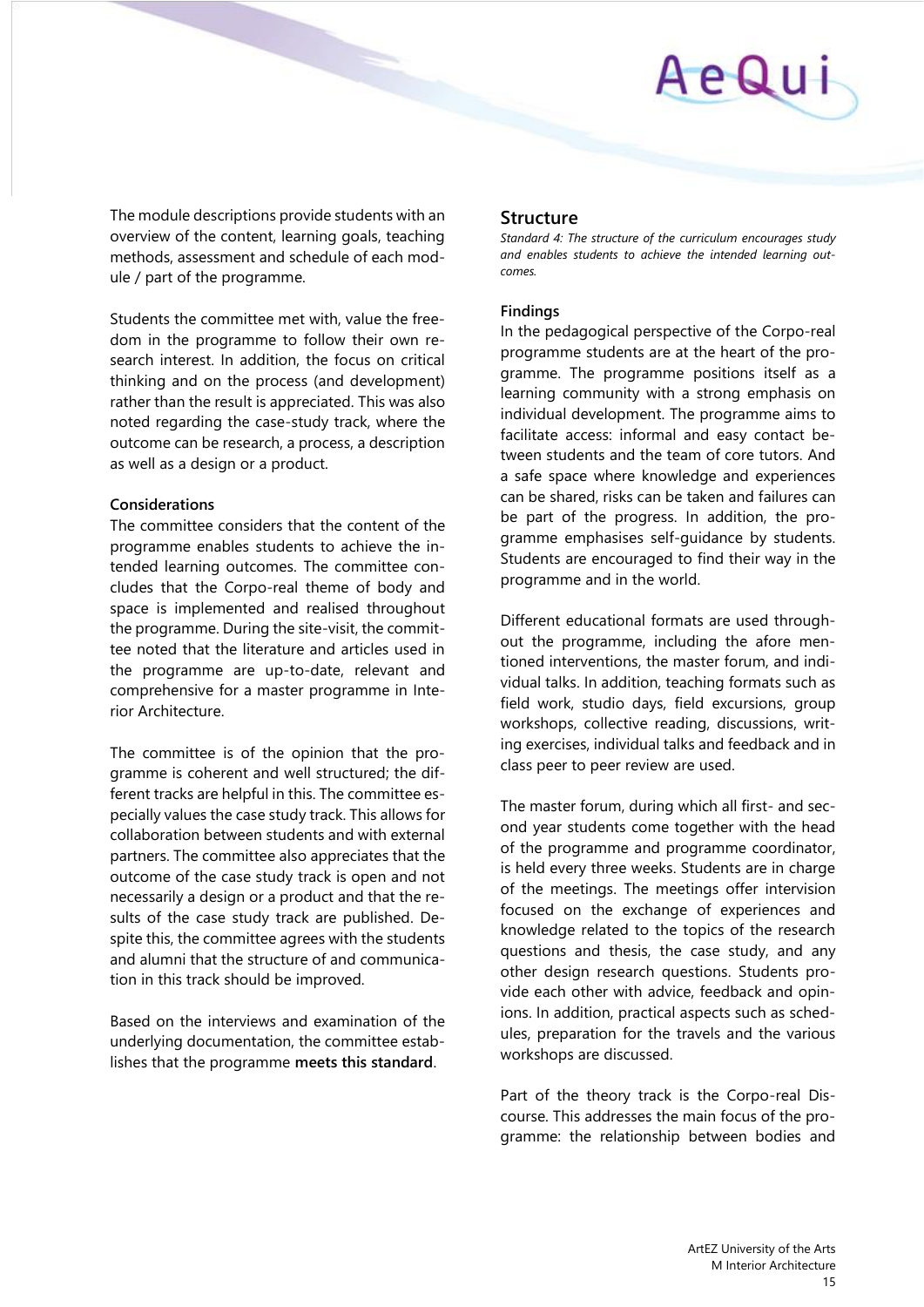The module descriptions provide students with an overview of the content, learning goals, teaching methods, assessment and schedule of each module / part of the programme.

Students the committee met with, value the freedom in the programme to follow their own research interest. In addition, the focus on critical thinking and on the process (and development) rather than the result is appreciated. This was also noted regarding the case-study track, where the outcome can be research, a process, a description as well as a design or a product.

#### Considerations

The committee considers that the content of the programme enables students to achieve the intended learning outcomes. The committee concludes that the Corpo-real theme of body and space is implemented and realised throughout the programme. During the site-visit, the committee noted that the literature and articles used in the programme are up-to-date, relevant and comprehensive for a master programme in Interior Architecture.

The committee is of the opinion that the programme is coherent and well structured; the different tracks are helpful in this. The committee especially values the case study track. This allows for collaboration between students and with external partners. The committee also appreciates that the outcome of the case study track is open and not necessarily a design or a product and that the results of the case study track are published. Despite this, the committee agrees with the students and alumni that the structure of and communication in this track should be improved.

Based on the interviews and examination of the underlying documentation, the committee establishes that the programme **meets this standard**.

### Structure

*Standard 4: The structure of the curriculum encourages study and enables students to achieve the intended learning outcomes.*

#### Findings

In the pedagogical perspective of the Corpo-real programme students are at the heart of the programme. The programme positions itself as a learning community with a strong emphasis on individual development. The programme aims to facilitate access: informal and easy contact between students and the team of core tutors. And a safe space where knowledge and experiences can be shared, risks can be taken and failures can be part of the progress. In addition, the programme emphasises self-guidance by students. Students are encouraged to find their way in the programme and in the world.

Different educational formats are used throughout the programme, including the afore mentioned interventions, the master forum, and individual talks. In addition, teaching formats such as field work, studio days, field excursions, group workshops, collective reading, discussions, writing exercises, individual talks and feedback and in class peer to peer review are used.

The master forum, during which all first- and second year students come together with the head of the programme and programme coordinator, is held every three weeks. Students are in charge of the meetings. The meetings offer intervision focused on the exchange of experiences and knowledge related to the topics of the research questions and thesis, the case study, and any other design research questions. Students provide each other with advice, feedback and opinions. In addition, practical aspects such as schedules, preparation for the travels and the various workshops are discussed.

Part of the theory track is the Corpo-real Discourse. This addresses the main focus of the programme: the relationship between bodies and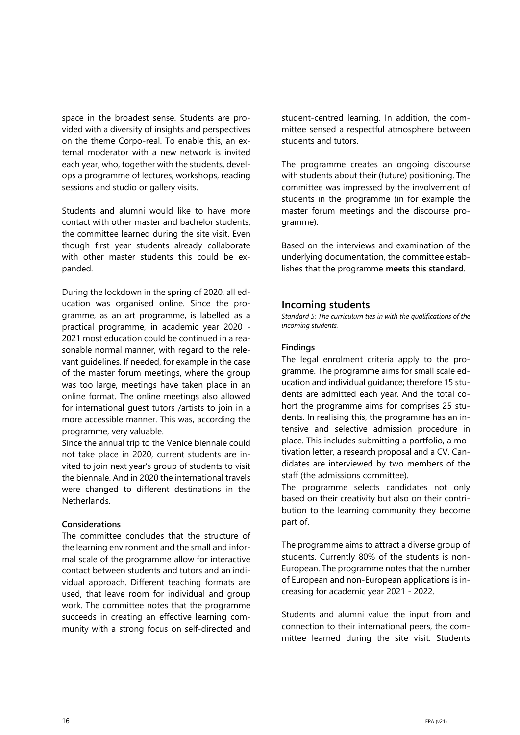space in the broadest sense. Students are provided with a diversity of insights and perspectives on the theme Corpo-real. To enable this, an external moderator with a new network is invited each year, who, together with the students, develops a programme of lectures, workshops, reading sessions and studio or gallery visits.

Students and alumni would like to have more contact with other master and bachelor students, the committee learned during the site visit. Even though first year students already collaborate with other master students this could be expanded.

During the lockdown in the spring of 2020, all education was organised online. Since the programme, as an art programme, is labelled as a practical programme, in academic year 2020 - 2021 most education could be continued in a reasonable normal manner, with regard to the relevant guidelines. If needed, for example in the case of the master forum meetings, where the group was too large, meetings have taken place in an online format. The online meetings also allowed for international guest tutors /artists to join in a more accessible manner. This was, according the programme, very valuable.
Since the annual trip to the Venice biennale could not take place in 2020, current students are invited to join next year's group of students to visit the biennale. And in 2020 the international travels were changed to different destinations in the Netherlands.

**Considerations**
The committee concludes that the structure of the learning environment and the small and informal scale of the programme allow for interactive contact between students and tutors and an individual approach. Different teaching formats are used, that leave room for individual and group work. The committee notes that the programme succeeds in creating an effective learning community with a strong focus on self-directed and student-centred learning. In addition, the committee sensed a respectful atmosphere between students and tutors.

The programme creates an ongoing discourse with students about their (future) positioning. The committee was impressed by the involvement of students in the programme (in for example the master forum meetings and the discourse programme).

Based on the interviews and examination of the underlying documentation, the committee establishes that the programme **meets this standard**.

## Incoming students

*Standard 5: The curriculum ties in with the qualifications of the incoming students.*

**Findings**
The legal enrolment criteria apply to the programme. The programme aims for small scale education and individual guidance; therefore 15 students are admitted each year. And the total cohort the programme aims for comprises 25 students. In realising this, the programme has an intensive and selective admission procedure in place. This includes submitting a portfolio, a motivation letter, a research proposal and a CV. Candidates are interviewed by two members of the staff (the admissions committee).
The programme selects candidates not only based on their creativity but also on their contribution to the learning community they become part of.

The programme aims to attract a diverse group of students. Currently 80% of the students is non-European. The programme notes that the number of European and non-European applications is increasing for academic year 2021 - 2022.

Students and alumni value the input from and connection to their international peers, the committee learned during the site visit. Students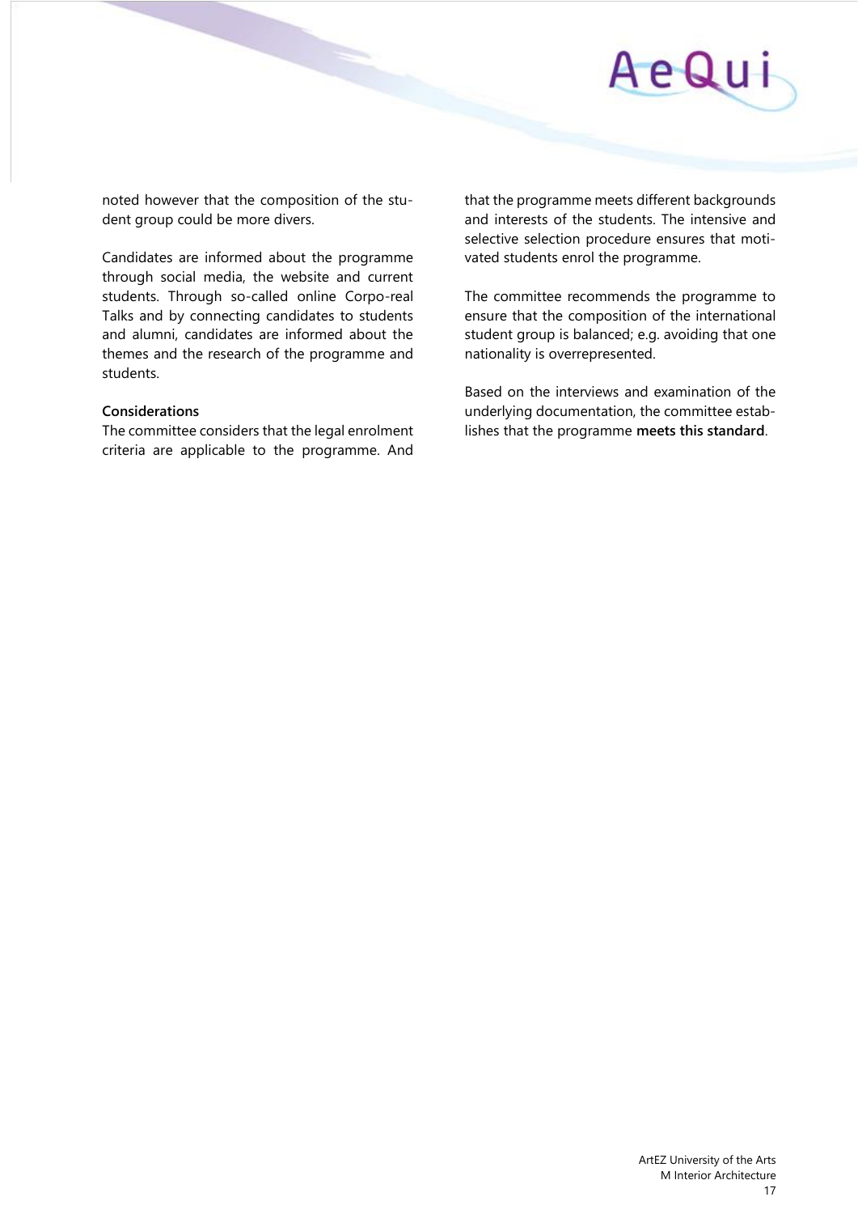noted however that the composition of the student group could be more divers.

Candidates are informed about the programme through social media, the website and current students. Through so-called online Corpo-real Talks and by connecting candidates to students and alumni, candidates are informed about the themes and the research of the programme and students.

**Considerations**
The committee considers that the legal enrolment criteria are applicable to the programme. And that the programme meets different backgrounds and interests of the students. The intensive and selective selection procedure ensures that motivated students enrol the programme.

The committee recommends the programme to ensure that the composition of the international student group is balanced; e.g. avoiding that one nationality is overrepresented.

Based on the interviews and examination of the underlying documentation, the committee establishes that the programme **meets this standard**.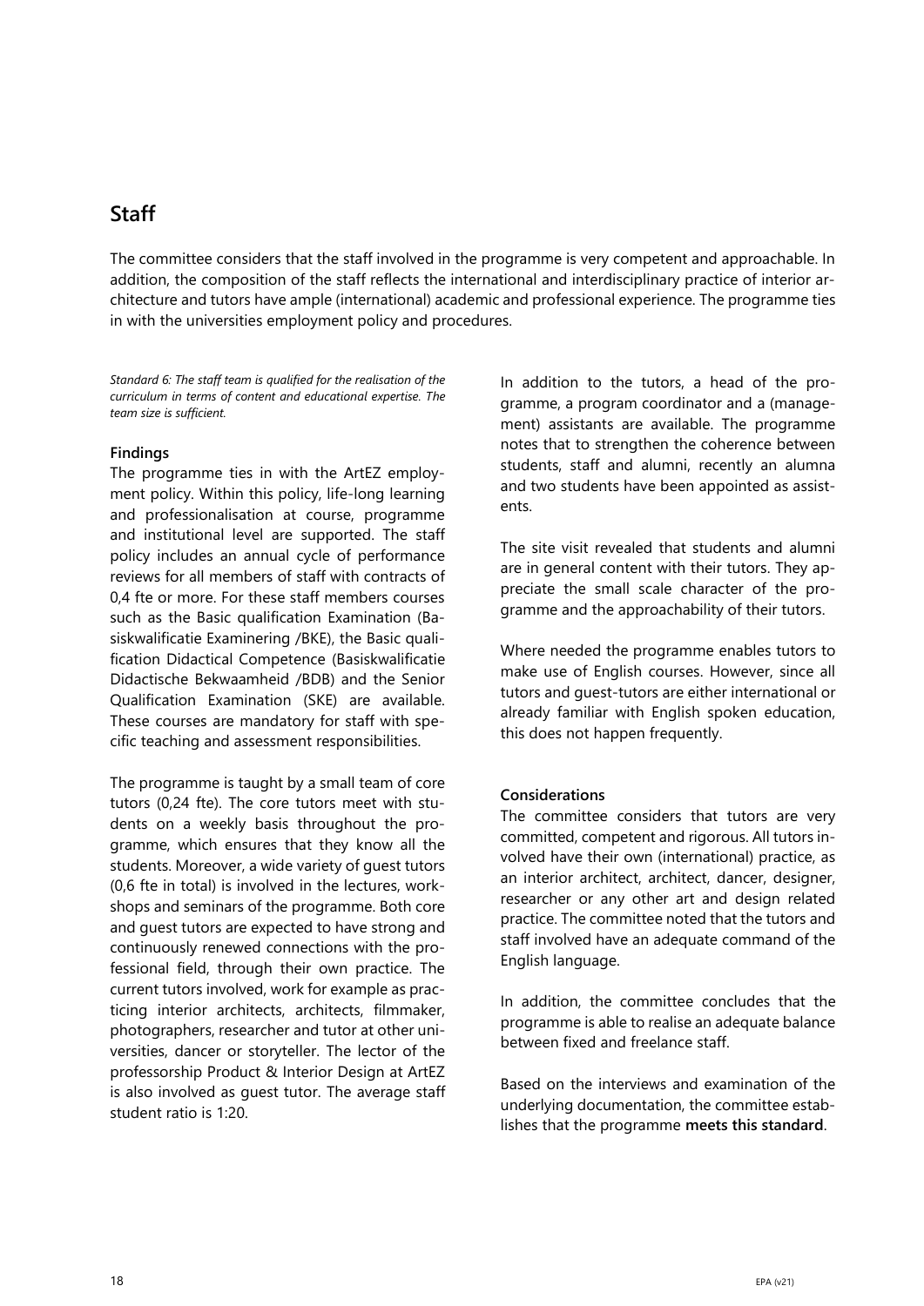## Staff

The committee considers that the staff involved in the programme is very competent and approachable. In addition, the composition of the staff reflects the international and interdisciplinary practice of interior architecture and tutors have ample (international) academic and professional experience. The programme ties in with the universities employment policy and procedures.

*Standard 6: The staff team is qualified for the realisation of the curriculum in terms of content and educational expertise. The team size is sufficient.*

**Findings**

The programme ties in with the ArtEZ employment policy. Within this policy, life-long learning and professionalisation at course, programme and institutional level are supported. The staff policy includes an annual cycle of performance reviews for all members of staff with contracts of 0,4 fte or more. For these staff members courses such as the Basic qualification Examination (Basiskwalificatie Examinering /BKE), the Basic qualification Didactical Competence (Basiskwalificatie Didactische Bekwaamheid /BDB) and the Senior Qualification Examination (SKE) are available. These courses are mandatory for staff with specific teaching and assessment responsibilities.

The programme is taught by a small team of core tutors (0,24 fte). The core tutors meet with students on a weekly basis throughout the programme, which ensures that they know all the students. Moreover, a wide variety of guest tutors (0,6 fte in total) is involved in the lectures, workshops and seminars of the programme. Both core and guest tutors are expected to have strong and continuously renewed connections with the professional field, through their own practice. The current tutors involved, work for example as practicing interior architects, architects, filmmaker, photographers, researcher and tutor at other universities, dancer or storyteller. The lector of the professorship Product & Interior Design at ArtEZ is also involved as guest tutor. The average staff student ratio is 1:20.

In addition to the tutors, a head of the programme, a program coordinator and a (management) assistants are available. The programme notes that to strengthen the coherence between students, staff and alumni, recently an alumna and two students have been appointed as assistents.

The site visit revealed that students and alumni are in general content with their tutors. They appreciate the small scale character of the programme and the approachability of their tutors.

Where needed the programme enables tutors to make use of English courses. However, since all tutors and guest-tutors are either international or already familiar with English spoken education, this does not happen frequently.

**Considerations**

The committee considers that tutors are very committed, competent and rigorous. All tutors involved have their own (international) practice, as an interior architect, architect, dancer, designer, researcher or any other art and design related practice. The committee noted that the tutors and staff involved have an adequate command of the English language.

In addition, the committee concludes that the programme is able to realise an adequate balance between fixed and freelance staff.

Based on the interviews and examination of the underlying documentation, the committee establishes that the programme **meets this standard**.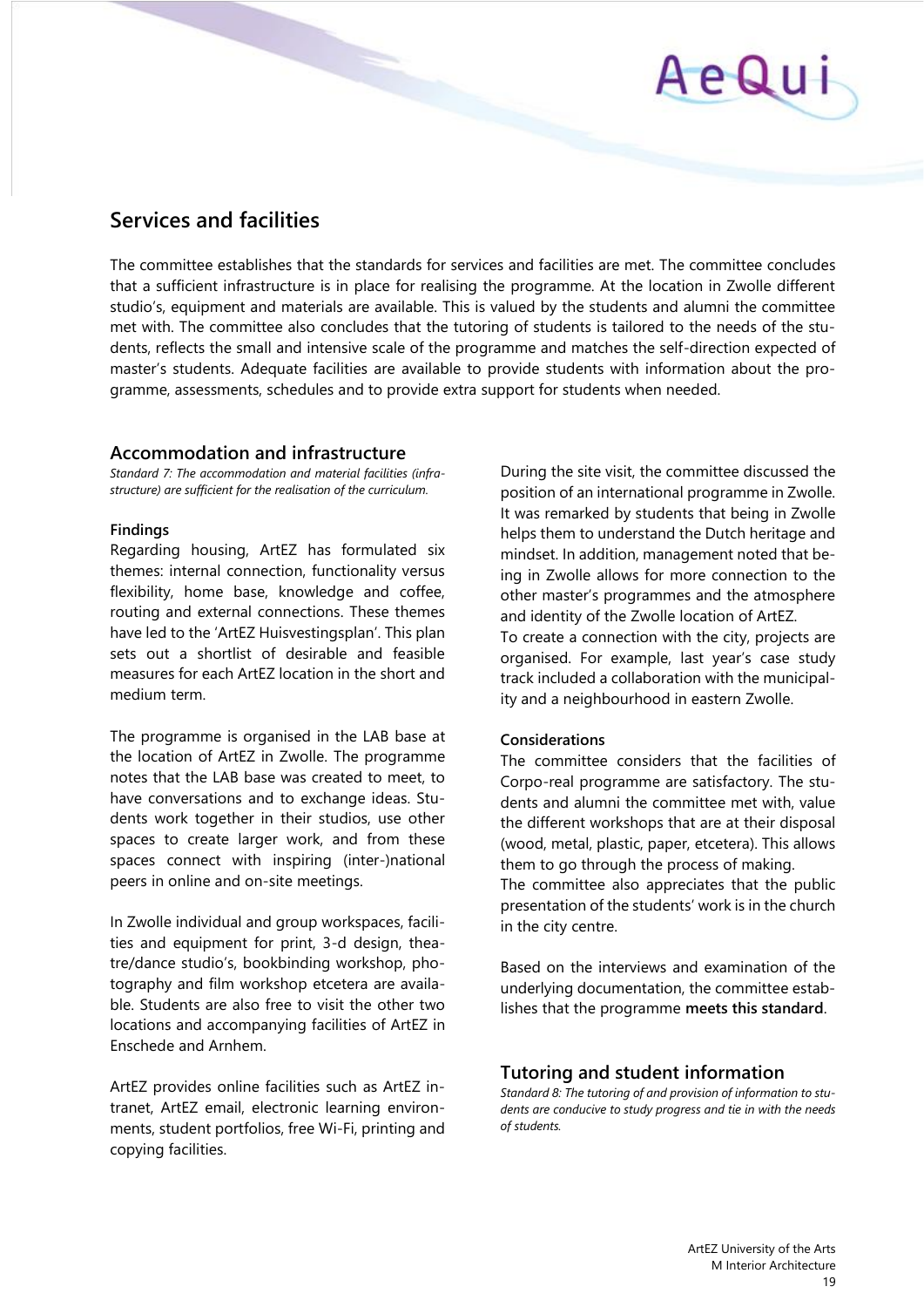## Services and facilities

The committee establishes that the standards for services and facilities are met. The committee concludes that a sufficient infrastructure is in place for realising the programme. At the location in Zwolle different studio's, equipment and materials are available. This is valued by the students and alumni the committee met with. The committee also concludes that the tutoring of students is tailored to the needs of the students, reflects the small and intensive scale of the programme and matches the self-direction expected of master's students. Adequate facilities are available to provide students with information about the programme, assessments, schedules and to provide extra support for students when needed.

### Accommodation and infrastructure

*Standard 7: The accommodation and material facilities (infrastructure) are sufficient for the realisation of the curriculum.*

#### Findings

Regarding housing, ArtEZ has formulated six themes: internal connection, functionality versus flexibility, home base, knowledge and coffee, routing and external connections. These themes have led to the 'ArtEZ Huisvestingsplan'. This plan sets out a shortlist of desirable and feasible measures for each ArtEZ location in the short and medium term.

The programme is organised in the LAB base at the location of ArtEZ in Zwolle. The programme notes that the LAB base was created to meet, to have conversations and to exchange ideas. Students work together in their studios, use other spaces to create larger work, and from these spaces connect with inspiring (inter-)national peers in online and on-site meetings.

In Zwolle individual and group workspaces, facilities and equipment for print, 3-d design, theatre/dance studio's, bookbinding workshop, photography and film workshop etcetera are available. Students are also free to visit the other two locations and accompanying facilities of ArtEZ in Enschede and Arnhem.

ArtEZ provides online facilities such as ArtEZ intranet, ArtEZ email, electronic learning environments, student portfolios, free Wi-Fi, printing and copying facilities.

During the site visit, the committee discussed the position of an international programme in Zwolle. It was remarked by students that being in Zwolle helps them to understand the Dutch heritage and mindset. In addition, management noted that being in Zwolle allows for more connection to the other master's programmes and the atmosphere and identity of the Zwolle location of ArtEZ.
To create a connection with the city, projects are organised. For example, last year's case study track included a collaboration with the municipality and a neighbourhood in eastern Zwolle.

#### Considerations

The committee considers that the facilities of Corpo-real programme are satisfactory. The students and alumni the committee met with, value the different workshops that are at their disposal (wood, metal, plastic, paper, etcetera). This allows them to go through the process of making.
The committee also appreciates that the public presentation of the students' work is in the church in the city centre.

Based on the interviews and examination of the underlying documentation, the committee establishes that the programme **meets this standard**.

### Tutoring and student information

*Standard 8: The tutoring of and provision of information to students are conducive to study progress and tie in with the needs of students.*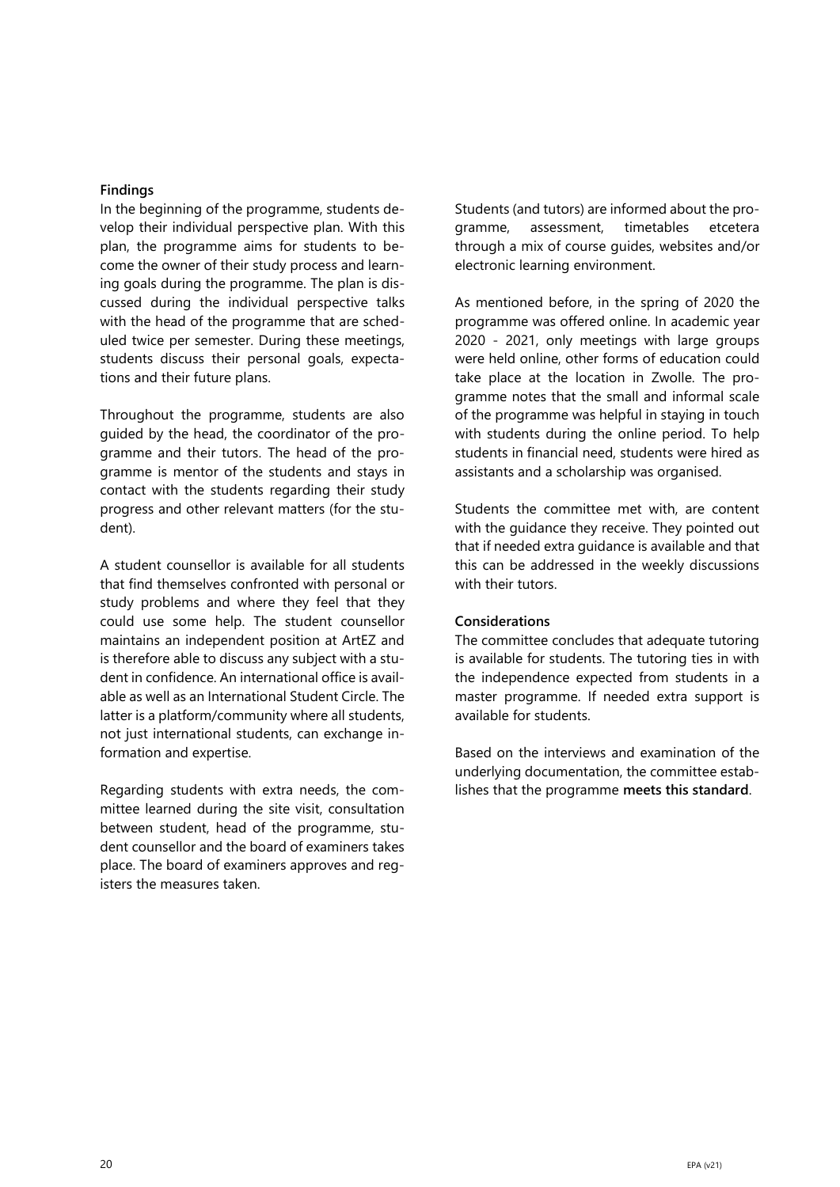**Findings**

In the beginning of the programme, students develop their individual perspective plan. With this plan, the programme aims for students to become the owner of their study process and learning goals during the programme. The plan is discussed during the individual perspective talks with the head of the programme that are scheduled twice per semester. During these meetings, students discuss their personal goals, expectations and their future plans.

Throughout the programme, students are also guided by the head, the coordinator of the programme and their tutors. The head of the programme is mentor of the students and stays in contact with the students regarding their study progress and other relevant matters (for the student).

A student counsellor is available for all students that find themselves confronted with personal or study problems and where they feel that they could use some help. The student counsellor maintains an independent position at ArtEZ and is therefore able to discuss any subject with a student in confidence. An international office is available as well as an International Student Circle. The latter is a platform/community where all students, not just international students, can exchange information and expertise.

Regarding students with extra needs, the committee learned during the site visit, consultation between student, head of the programme, student counsellor and the board of examiners takes place. The board of examiners approves and registers the measures taken.

Students (and tutors) are informed about the programme, assessment, timetables etcetera through a mix of course guides, websites and/or electronic learning environment.

As mentioned before, in the spring of 2020 the programme was offered online. In academic year 2020 - 2021, only meetings with large groups were held online, other forms of education could take place at the location in Zwolle. The programme notes that the small and informal scale of the programme was helpful in staying in touch with students during the online period. To help students in financial need, students were hired as assistants and a scholarship was organised.

Students the committee met with, are content with the guidance they receive. They pointed out that if needed extra guidance is available and that this can be addressed in the weekly discussions with their tutors.

**Considerations**

The committee concludes that adequate tutoring is available for students. The tutoring ties in with the independence expected from students in a master programme. If needed extra support is available for students.

Based on the interviews and examination of the underlying documentation, the committee establishes that the programme **meets this standard**.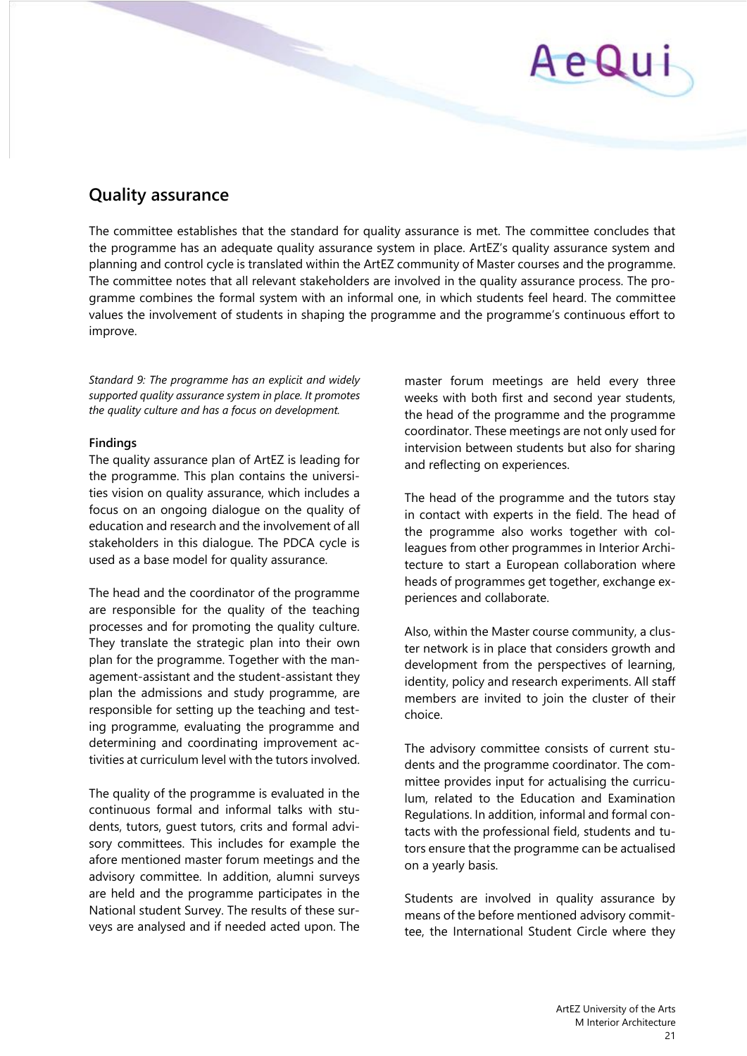## Quality assurance

The committee establishes that the standard for quality assurance is met. The committee concludes that the programme has an adequate quality assurance system in place. ArtEZ's quality assurance system and planning and control cycle is translated within the ArtEZ community of Master courses and the programme. The committee notes that all relevant stakeholders are involved in the quality assurance process. The programme combines the formal system with an informal one, in which students feel heard. The committee values the involvement of students in shaping the programme and the programme's continuous effort to improve.

*Standard 9: The programme has an explicit and widely supported quality assurance system in place. It promotes the quality culture and has a focus on development.*

**Findings**

The quality assurance plan of ArtEZ is leading for the programme. This plan contains the universities vision on quality assurance, which includes a focus on an ongoing dialogue on the quality of education and research and the involvement of all stakeholders in this dialogue. The PDCA cycle is used as a base model for quality assurance.

The head and the coordinator of the programme are responsible for the quality of the teaching processes and for promoting the quality culture. They translate the strategic plan into their own plan for the programme. Together with the management-assistant and the student-assistant they plan the admissions and study programme, are responsible for setting up the teaching and testing programme, evaluating the programme and determining and coordinating improvement activities at curriculum level with the tutors involved.

The quality of the programme is evaluated in the continuous formal and informal talks with students, tutors, guest tutors, crits and formal advisory committees. This includes for example the afore mentioned master forum meetings and the advisory committee. In addition, alumni surveys are held and the programme participates in the National student Survey. The results of these surveys are analysed and if needed acted upon. The master forum meetings are held every three weeks with both first and second year students, the head of the programme and the programme coordinator. These meetings are not only used for intervision between students but also for sharing and reflecting on experiences.

The head of the programme and the tutors stay in contact with experts in the field. The head of the programme also works together with colleagues from other programmes in Interior Architecture to start a European collaboration where heads of programmes get together, exchange experiences and collaborate.

Also, within the Master course community, a cluster network is in place that considers growth and development from the perspectives of learning, identity, policy and research experiments. All staff members are invited to join the cluster of their choice.

The advisory committee consists of current students and the programme coordinator. The committee provides input for actualising the curriculum, related to the Education and Examination Regulations. In addition, informal and formal contacts with the professional field, students and tutors ensure that the programme can be actualised on a yearly basis.

Students are involved in quality assurance by means of the before mentioned advisory committee, the International Student Circle where they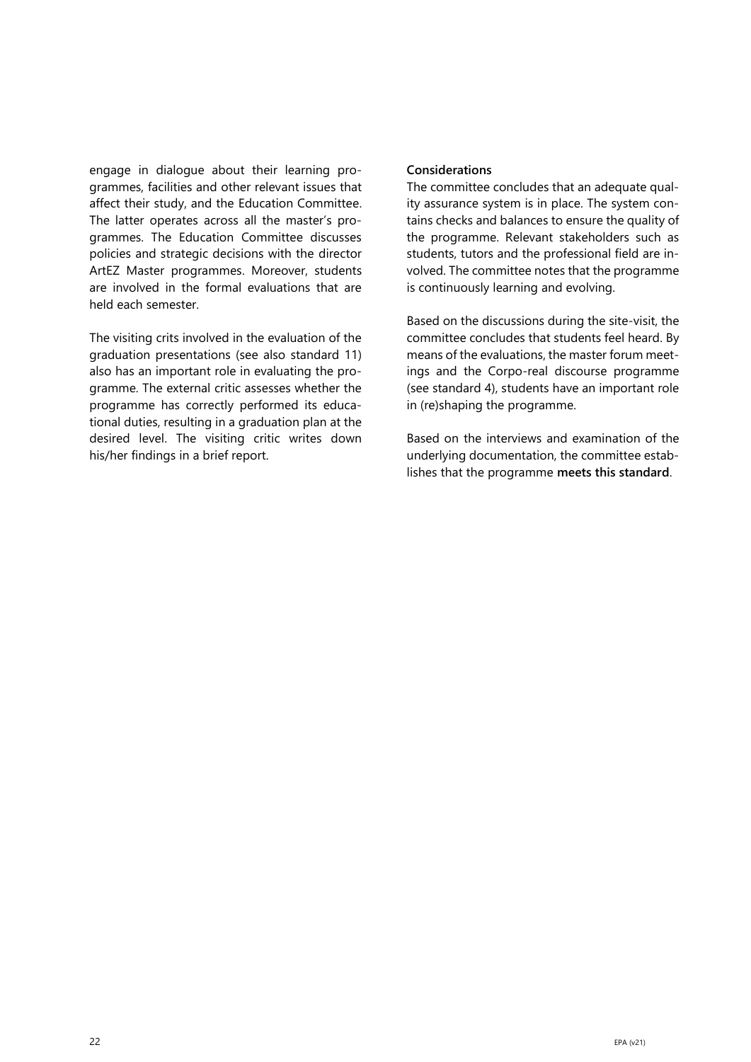engage in dialogue about their learning programmes, facilities and other relevant issues that affect their study, and the Education Committee. The latter operates across all the master's programmes. The Education Committee discusses policies and strategic decisions with the director ArtEZ Master programmes. Moreover, students are involved in the formal evaluations that are held each semester.

The visiting crits involved in the evaluation of the graduation presentations (see also standard 11) also has an important role in evaluating the programme. The external critic assesses whether the programme has correctly performed its educational duties, resulting in a graduation plan at the desired level. The visiting critic writes down his/her findings in a brief report.

**Considerations**

The committee concludes that an adequate quality assurance system is in place. The system contains checks and balances to ensure the quality of the programme. Relevant stakeholders such as students, tutors and the professional field are involved. The committee notes that the programme is continuously learning and evolving.

Based on the discussions during the site-visit, the committee concludes that students feel heard. By means of the evaluations, the master forum meetings and the Corpo-real discourse programme (see standard 4), students have an important role in (re)shaping the programme.

Based on the interviews and examination of the underlying documentation, the committee establishes that the programme **meets this standard**.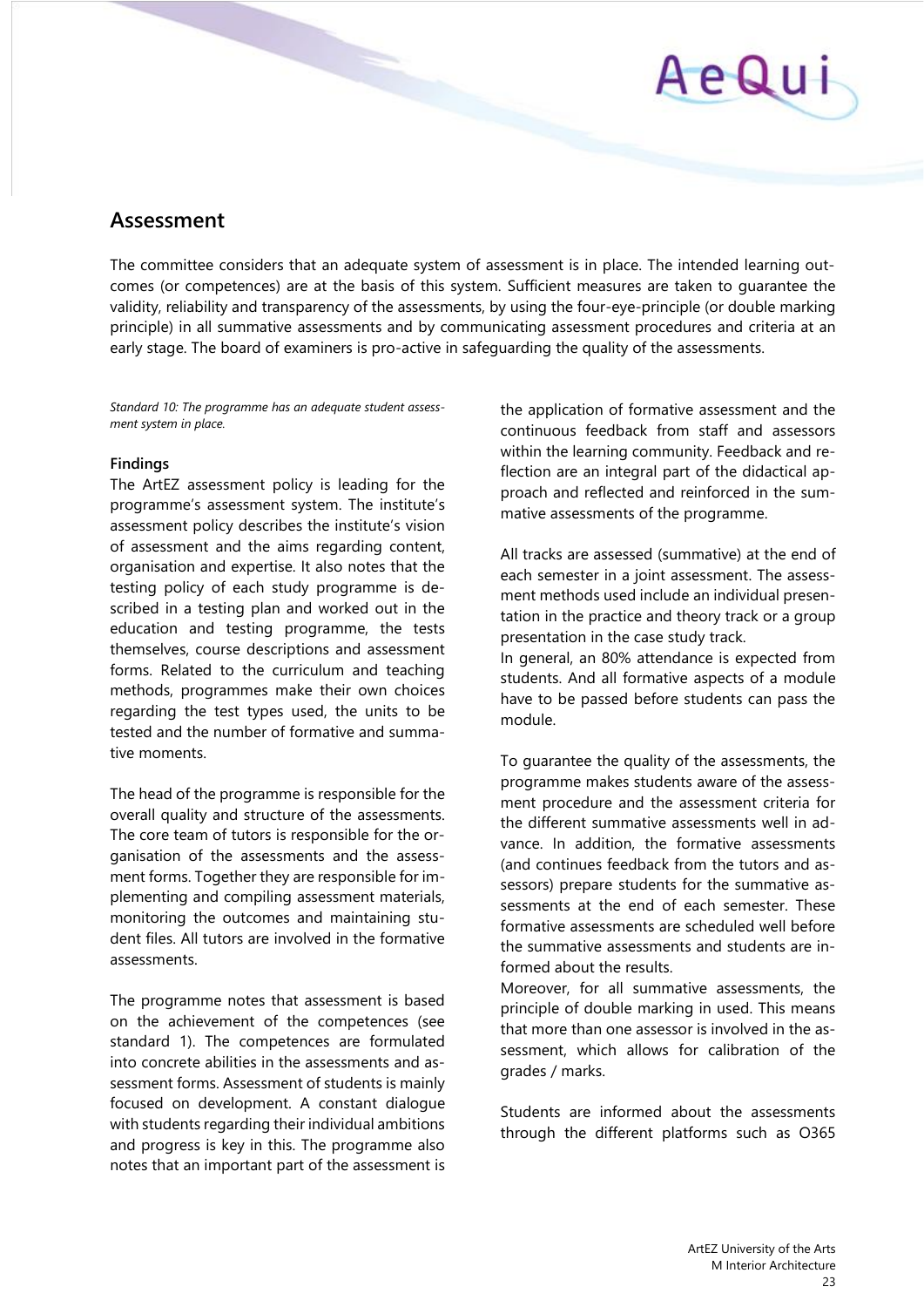## Assessment

The committee considers that an adequate system of assessment is in place. The intended learning outcomes (or competences) are at the basis of this system. Sufficient measures are taken to guarantee the validity, reliability and transparency of the assessments, by using the four-eye-principle (or double marking principle) in all summative assessments and by communicating assessment procedures and criteria at an early stage. The board of examiners is pro-active in safeguarding the quality of the assessments.

*Standard 10: The programme has an adequate student assessment system in place.*

**Findings**

The ArtEZ assessment policy is leading for the programme's assessment system. The institute's assessment policy describes the institute's vision of assessment and the aims regarding content, organisation and expertise. It also notes that the testing policy of each study programme is described in a testing plan and worked out in the education and testing programme, the tests themselves, course descriptions and assessment forms. Related to the curriculum and teaching methods, programmes make their own choices regarding the test types used, the units to be tested and the number of formative and summative moments.

The head of the programme is responsible for the overall quality and structure of the assessments. The core team of tutors is responsible for the organisation of the assessments and the assessment forms. Together they are responsible for implementing and compiling assessment materials, monitoring the outcomes and maintaining student files. All tutors are involved in the formative assessments.

The programme notes that assessment is based on the achievement of the competences (see standard 1). The competences are formulated into concrete abilities in the assessments and assessment forms. Assessment of students is mainly focused on development. A constant dialogue with students regarding their individual ambitions and progress is key in this. The programme also notes that an important part of the assessment is the application of formative assessment and the continuous feedback from staff and assessors within the learning community. Feedback and reflection are an integral part of the didactical approach and reflected and reinforced in the summative assessments of the programme.

All tracks are assessed (summative) at the end of each semester in a joint assessment. The assessment methods used include an individual presentation in the practice and theory track or a group presentation in the case study track.
In general, an 80% attendance is expected from students. And all formative aspects of a module have to be passed before students can pass the module.

To guarantee the quality of the assessments, the programme makes students aware of the assessment procedure and the assessment criteria for the different summative assessments well in advance. In addition, the formative assessments (and continues feedback from the tutors and assessors) prepare students for the summative assessments at the end of each semester. These formative assessments are scheduled well before the summative assessments and students are informed about the results.
Moreover, for all summative assessments, the principle of double marking in used. This means that more than one assessor is involved in the assessment, which allows for calibration of the grades / marks.

Students are informed about the assessments through the different platforms such as O365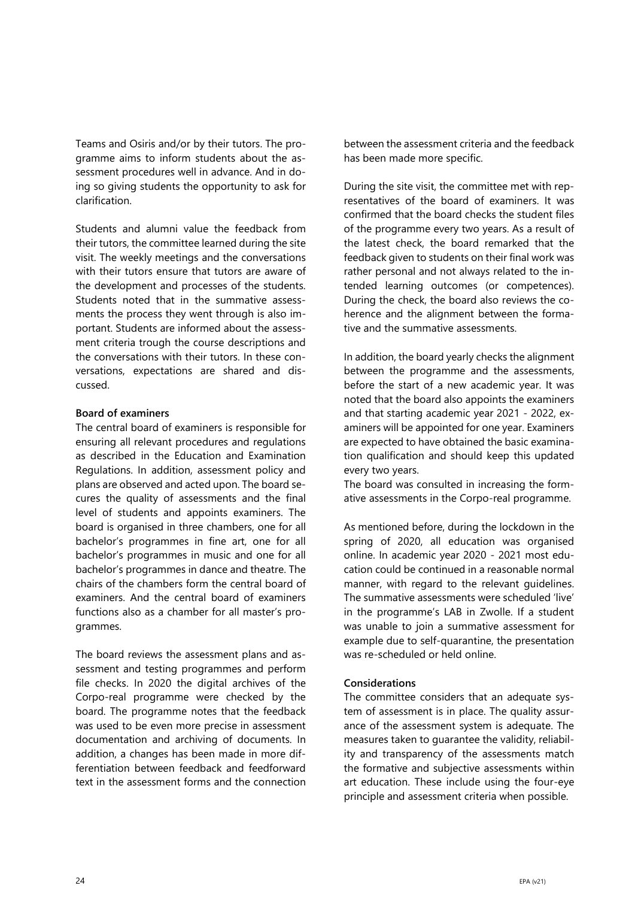Teams and Osiris and/or by their tutors. The programme aims to inform students about the assessment procedures well in advance. And in doing so giving students the opportunity to ask for clarification.

Students and alumni value the feedback from their tutors, the committee learned during the site visit. The weekly meetings and the conversations with their tutors ensure that tutors are aware of the development and processes of the students. Students noted that in the summative assessments the process they went through is also important. Students are informed about the assessment criteria trough the course descriptions and the conversations with their tutors. In these conversations, expectations are shared and discussed.

**Board of examiners**

The central board of examiners is responsible for ensuring all relevant procedures and regulations as described in the Education and Examination Regulations. In addition, assessment policy and plans are observed and acted upon. The board secures the quality of assessments and the final level of students and appoints examiners. The board is organised in three chambers, one for all bachelor's programmes in fine art, one for all bachelor's programmes in music and one for all bachelor's programmes in dance and theatre. The chairs of the chambers form the central board of examiners. And the central board of examiners functions also as a chamber for all master's programmes.

The board reviews the assessment plans and assessment and testing programmes and perform file checks. In 2020 the digital archives of the Corpo-real programme were checked by the board. The programme notes that the feedback was used to be even more precise in assessment documentation and archiving of documents. In addition, a changes has been made in more differentiation between feedback and feedforward text in the assessment forms and the connection between the assessment criteria and the feedback has been made more specific.

During the site visit, the committee met with representatives of the board of examiners. It was confirmed that the board checks the student files of the programme every two years. As a result of the latest check, the board remarked that the feedback given to students on their final work was rather personal and not always related to the intended learning outcomes (or competences). During the check, the board also reviews the coherence and the alignment between the formative and the summative assessments.

In addition, the board yearly checks the alignment between the programme and the assessments, before the start of a new academic year. It was noted that the board also appoints the examiners and that starting academic year 2021 - 2022, examiners will be appointed for one year. Examiners are expected to have obtained the basic examination qualification and should keep this updated every two years.
The board was consulted in increasing the formative assessments in the Corpo-real programme.

As mentioned before, during the lockdown in the spring of 2020, all education was organised online. In academic year 2020 - 2021 most education could be continued in a reasonable normal manner, with regard to the relevant guidelines. The summative assessments were scheduled 'live' in the programme's LAB in Zwolle. If a student was unable to join a summative assessment for example due to self-quarantine, the presentation was re-scheduled or held online.

**Considerations**

The committee considers that an adequate system of assessment is in place. The quality assurance of the assessment system is adequate. The measures taken to guarantee the validity, reliability and transparency of the assessments match the formative and subjective assessments within art education. These include using the four-eye principle and assessment criteria when possible.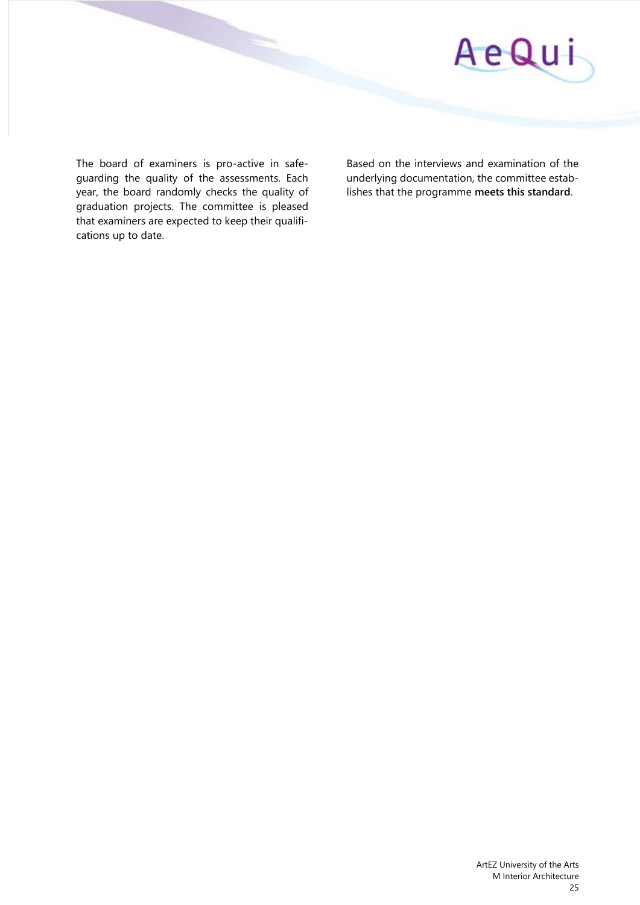The board of examiners is pro-active in safeguarding the quality of the assessments. Each year, the board randomly checks the quality of graduation projects. The committee is pleased that examiners are expected to keep their qualifications up to date.

Based on the interviews and examination of the underlying documentation, the committee establishes that the programme **meets this standard**.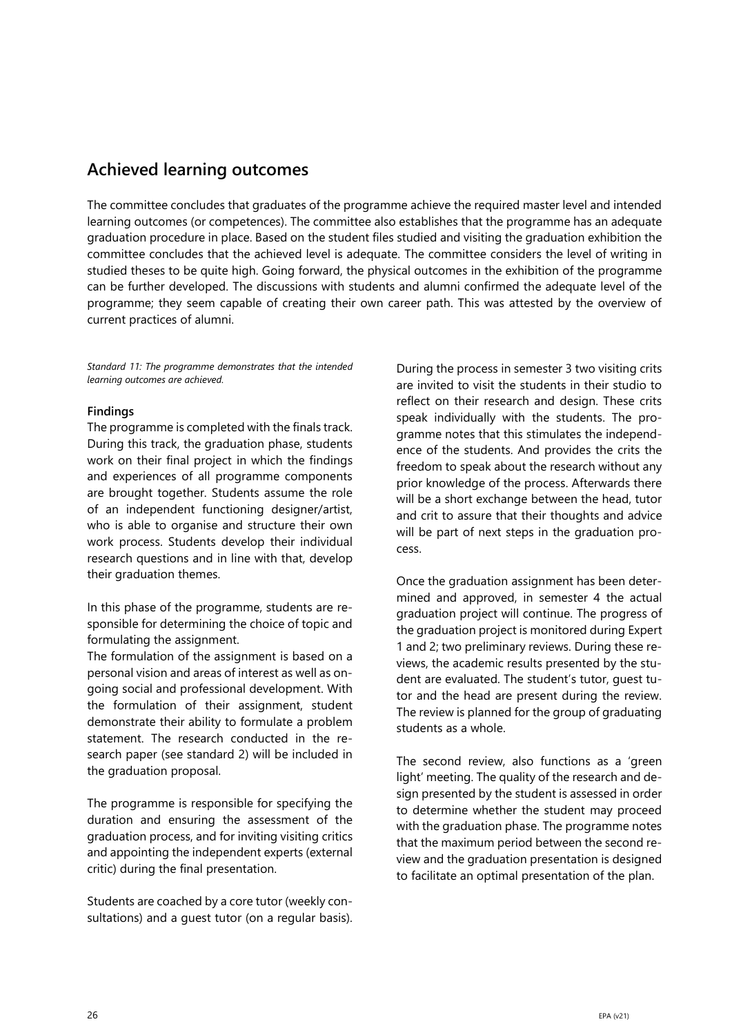## Achieved learning outcomes

The committee concludes that graduates of the programme achieve the required master level and intended learning outcomes (or competences). The committee also establishes that the programme has an adequate graduation procedure in place. Based on the student files studied and visiting the graduation exhibition the committee concludes that the achieved level is adequate. The committee considers the level of writing in studied theses to be quite high. Going forward, the physical outcomes in the exhibition of the programme can be further developed. The discussions with students and alumni confirmed the adequate level of the programme; they seem capable of creating their own career path. This was attested by the overview of current practices of alumni.

*Standard 11: The programme demonstrates that the intended learning outcomes are achieved.*

**Findings**

The programme is completed with the finals track. During this track, the graduation phase, students work on their final project in which the findings and experiences of all programme components are brought together. Students assume the role of an independent functioning designer/artist, who is able to organise and structure their own work process. Students develop their individual research questions and in line with that, develop their graduation themes.

In this phase of the programme, students are responsible for determining the choice of topic and formulating the assignment.
The formulation of the assignment is based on a personal vision and areas of interest as well as ongoing social and professional development. With the formulation of their assignment, student demonstrate their ability to formulate a problem statement. The research conducted in the research paper (see standard 2) will be included in the graduation proposal.

The programme is responsible for specifying the duration and ensuring the assessment of the graduation process, and for inviting visiting critics and appointing the independent experts (external critic) during the final presentation.

Students are coached by a core tutor (weekly consultations) and a guest tutor (on a regular basis). During the process in semester 3 two visiting crits are invited to visit the students in their studio to reflect on their research and design. These crits speak individually with the students. The programme notes that this stimulates the independence of the students. And provides the crits the freedom to speak about the research without any prior knowledge of the process. Afterwards there will be a short exchange between the head, tutor and crit to assure that their thoughts and advice will be part of next steps in the graduation process.

Once the graduation assignment has been determined and approved, in semester 4 the actual graduation project will continue. The progress of the graduation project is monitored during Expert 1 and 2; two preliminary reviews. During these reviews, the academic results presented by the student are evaluated. The student's tutor, guest tutor and the head are present during the review. The review is planned for the group of graduating students as a whole.

The second review, also functions as a 'green light' meeting. The quality of the research and design presented by the student is assessed in order to determine whether the student may proceed with the graduation phase. The programme notes that the maximum period between the second review and the graduation presentation is designed to facilitate an optimal presentation of the plan.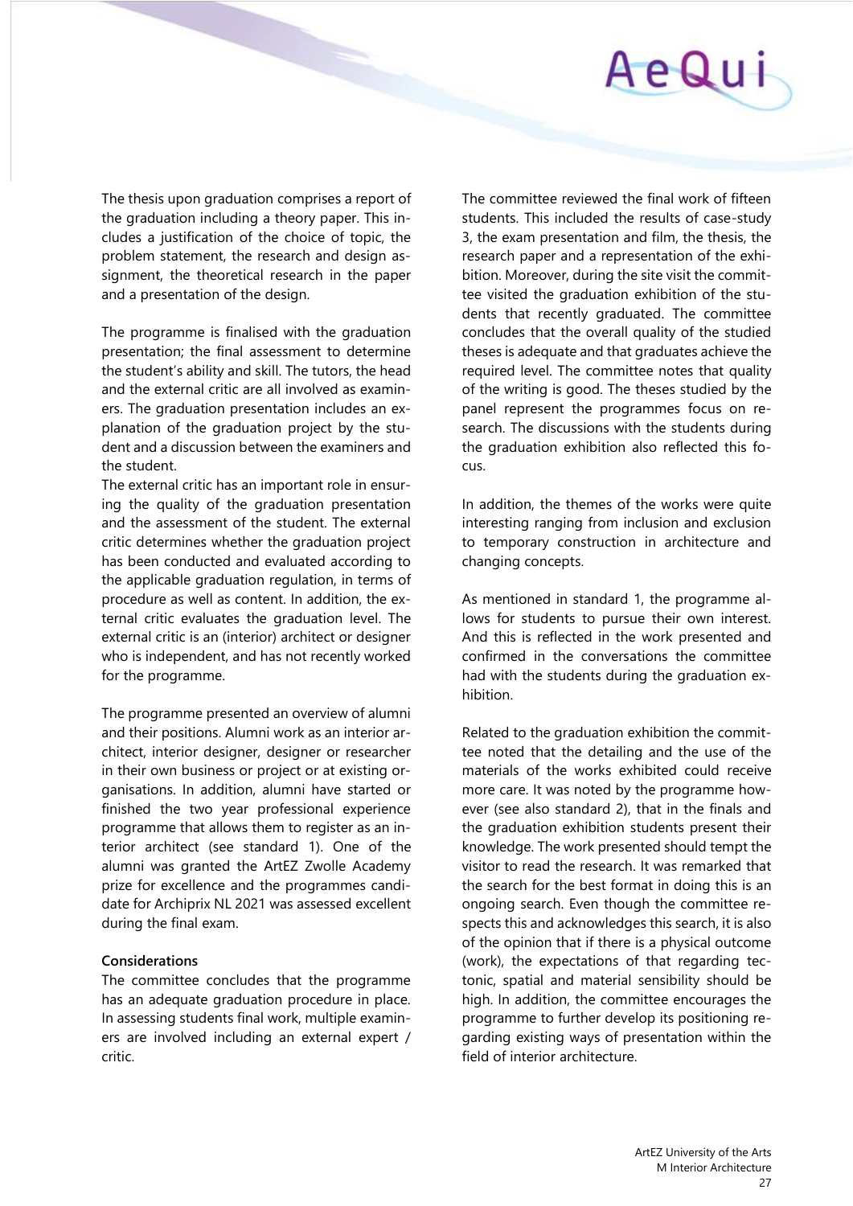The thesis upon graduation comprises a report of the graduation including a theory paper. This includes a justification of the choice of topic, the problem statement, the research and design assignment, the theoretical research in the paper and a presentation of the design.

The programme is finalised with the graduation presentation; the final assessment to determine the student's ability and skill. The tutors, the head and the external critic are all involved as examiners. The graduation presentation includes an explanation of the graduation project by the student and a discussion between the examiners and the student.
The external critic has an important role in ensuring the quality of the graduation presentation and the assessment of the student. The external critic determines whether the graduation project has been conducted and evaluated according to the applicable graduation regulation, in terms of procedure as well as content. In addition, the external critic evaluates the graduation level. The external critic is an (interior) architect or designer who is independent, and has not recently worked for the programme.

The programme presented an overview of alumni and their positions. Alumni work as an interior architect, interior designer, designer or researcher in their own business or project or at existing organisations. In addition, alumni have started or finished the two year professional experience programme that allows them to register as an interior architect (see standard 1). One of the alumni was granted the ArtEZ Zwolle Academy prize for excellence and the programmes candidate for Archiprix NL 2021 was assessed excellent during the final exam.

**Considerations**
The committee concludes that the programme has an adequate graduation procedure in place. In assessing students final work, multiple examiners are involved including an external expert / critic.

The committee reviewed the final work of fifteen students. This included the results of case-study 3, the exam presentation and film, the thesis, the research paper and a representation of the exhibition. Moreover, during the site visit the committee visited the graduation exhibition of the students that recently graduated. The committee concludes that the overall quality of the studied theses is adequate and that graduates achieve the required level. The committee notes that quality of the writing is good. The theses studied by the panel represent the programmes focus on research. The discussions with the students during the graduation exhibition also reflected this focus.

In addition, the themes of the works were quite interesting ranging from inclusion and exclusion to temporary construction in architecture and changing concepts.

As mentioned in standard 1, the programme allows for students to pursue their own interest. And this is reflected in the work presented and confirmed in the conversations the committee had with the students during the graduation exhibition.

Related to the graduation exhibition the committee noted that the detailing and the use of the materials of the works exhibited could receive more care. It was noted by the programme however (see also standard 2), that in the finals and the graduation exhibition students present their knowledge. The work presented should tempt the visitor to read the research. It was remarked that the search for the best format in doing this is an ongoing search. Even though the committee respects this and acknowledges this search, it is also of the opinion that if there is a physical outcome (work), the expectations of that regarding tectonic, spatial and material sensibility should be high. In addition, the committee encourages the programme to further develop its positioning regarding existing ways of presentation within the field of interior architecture.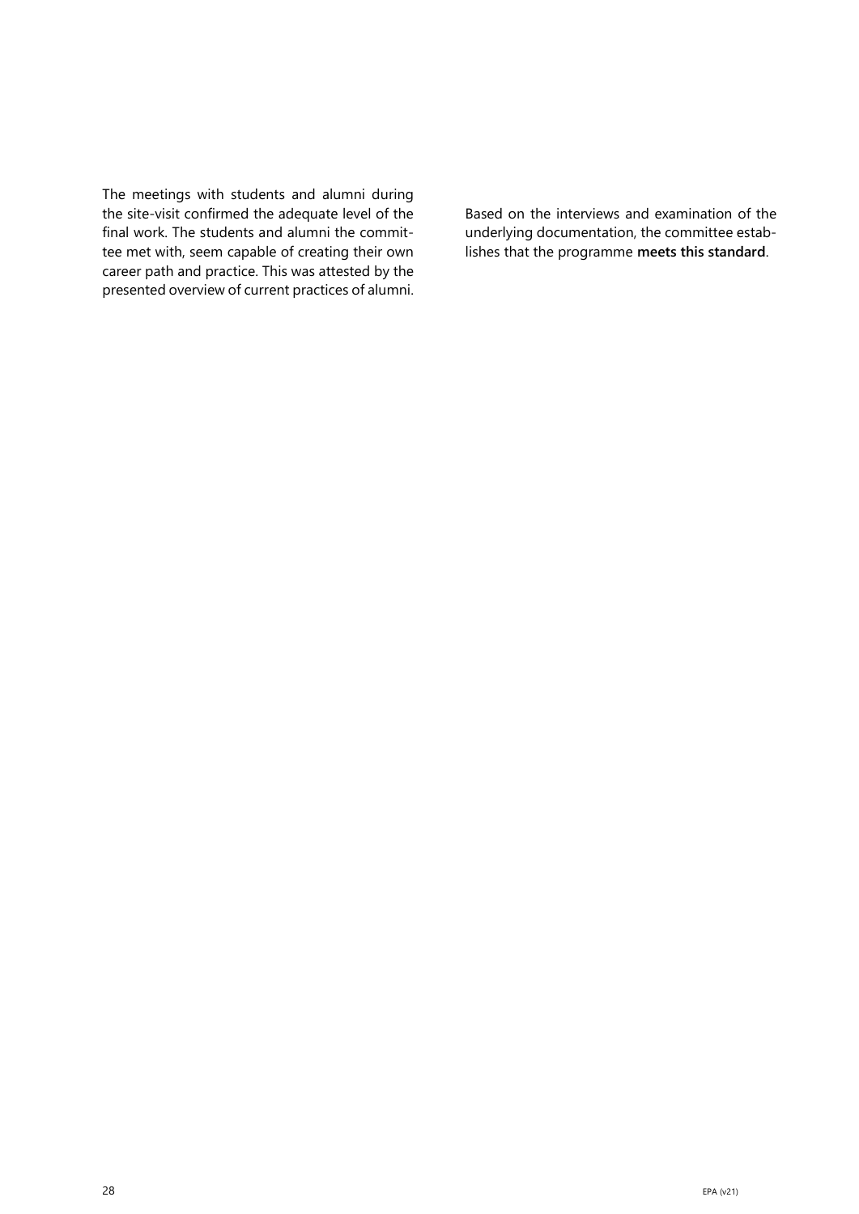The meetings with students and alumni during the site-visit confirmed the adequate level of the final work. The students and alumni the committee met with, seem capable of creating their own career path and practice. This was attested by the presented overview of current practices of alumni.

Based on the interviews and examination of the underlying documentation, the committee establishes that the programme **meets this standard**.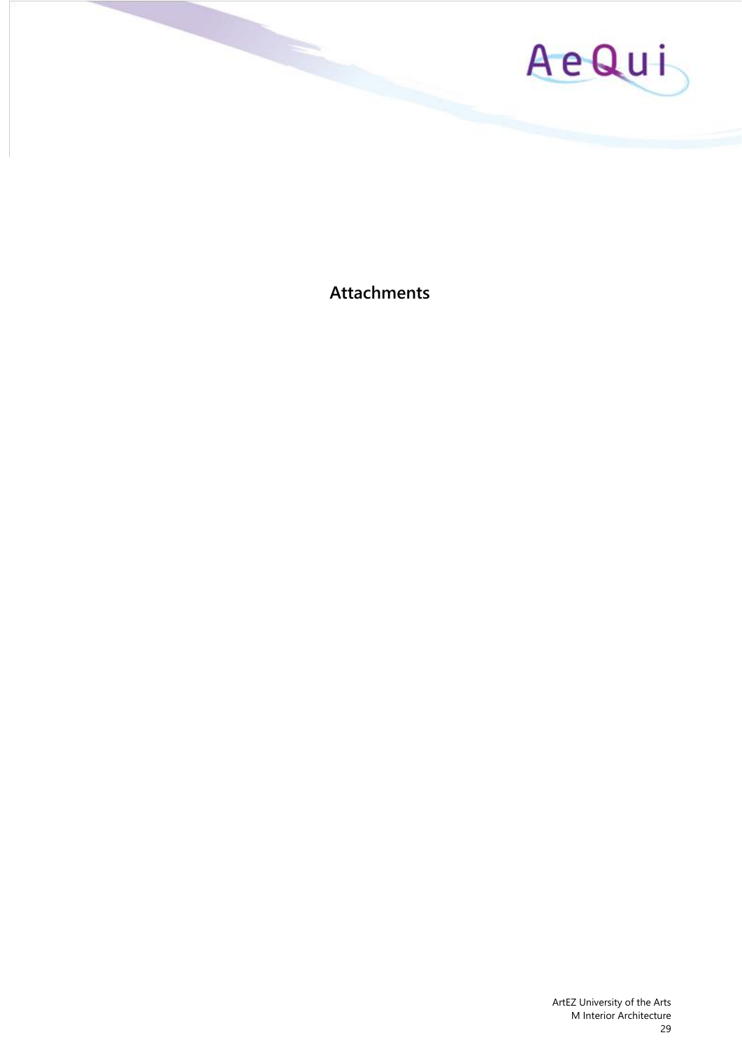# Attachments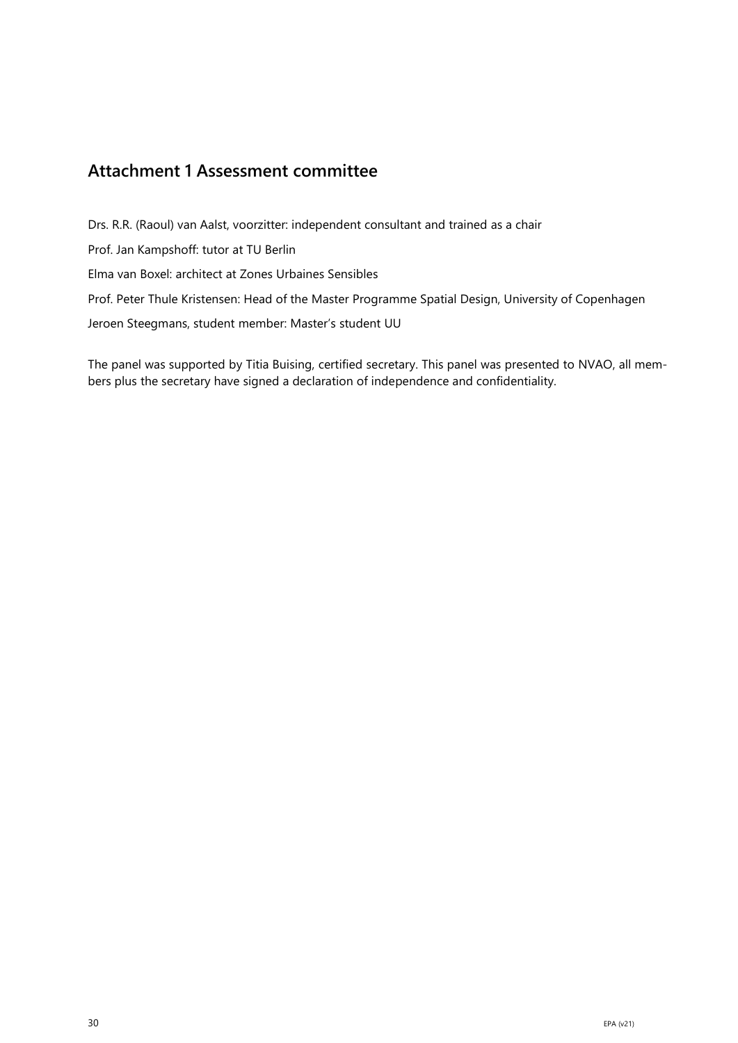## Attachment 1 Assessment committee

Drs. R.R. (Raoul) van Aalst, voorzitter: independent consultant and trained as a chair

Prof. Jan Kampshoff: tutor at TU Berlin

Elma van Boxel: architect at Zones Urbaines Sensibles

Prof. Peter Thule Kristensen: Head of the Master Programme Spatial Design, University of Copenhagen

Jeroen Steegmans, student member: Master's student UU

The panel was supported by Titia Buising, certified secretary. This panel was presented to NVAO, all members plus the secretary have signed a declaration of independence and confidentiality.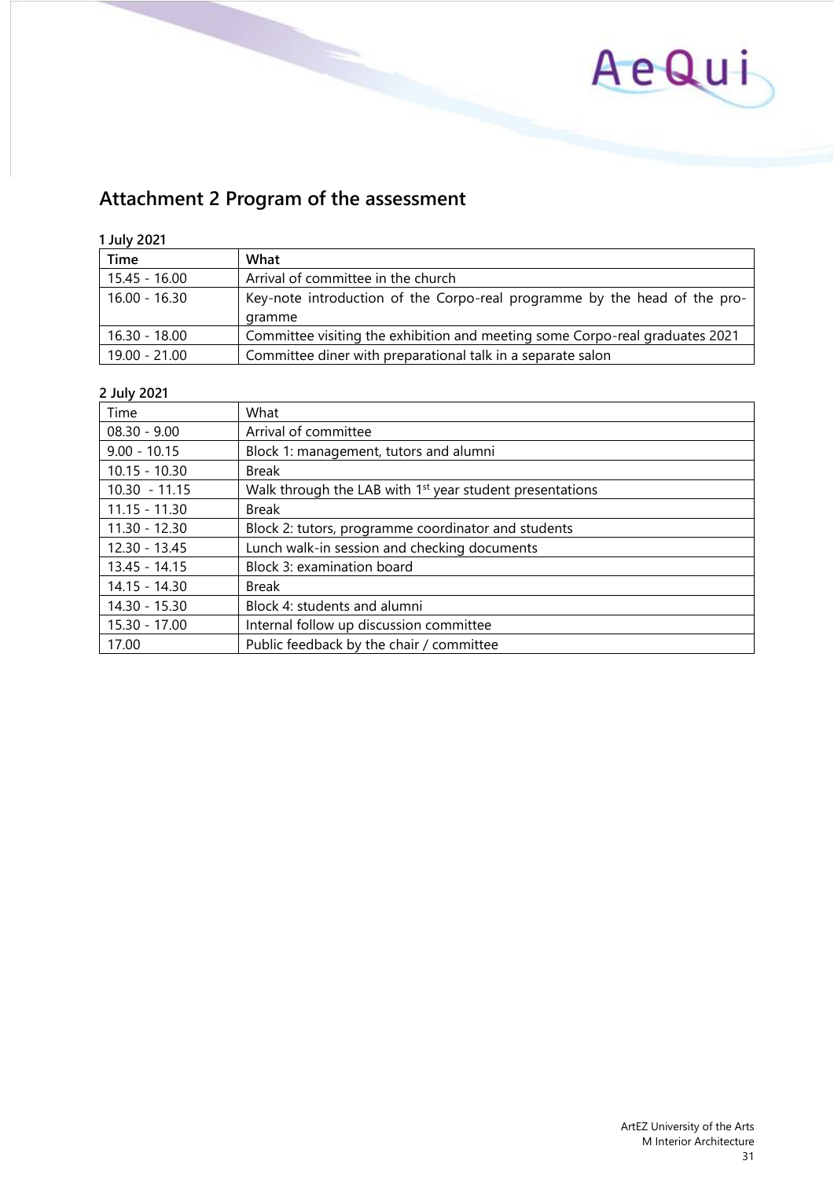## Attachment 2 Program of the assessment

**1 July 2021**

| Time | What |
|---|---|
| 15.45 - 16.00 | Arrival of committee in the church |
| 16.00 - 16.30 | Key-note introduction of the Corpo-real programme by the head of the programme |
| 16.30 - 18.00 | Committee visiting the exhibition and meeting some Corpo-real graduates 2021 |
| 19.00 - 21.00 | Committee diner with preparational talk in a separate salon |

**2 July 2021**

| Time | What |
|---|---|
| 08.30 - 9.00 | Arrival of committee |
| 9.00 - 10.15 | Block 1: management, tutors and alumni |
| 10.15 - 10.30 | Break |
| 10.30 - 11.15 | Walk through the LAB with 1st year student presentations |
| 11.15 - 11.30 | Break |
| 11.30 - 12.30 | Block 2: tutors, programme coordinator and students |
| 12.30 - 13.45 | Lunch walk-in session and checking documents |
| 13.45 - 14.15 | Block 3: examination board |
| 14.15 - 14.30 | Break |
| 14.30 - 15.30 | Block 4: students and alumni |
| 15.30 - 17.00 | Internal follow up discussion committee |
| 17.00 | Public feedback by the chair / committee |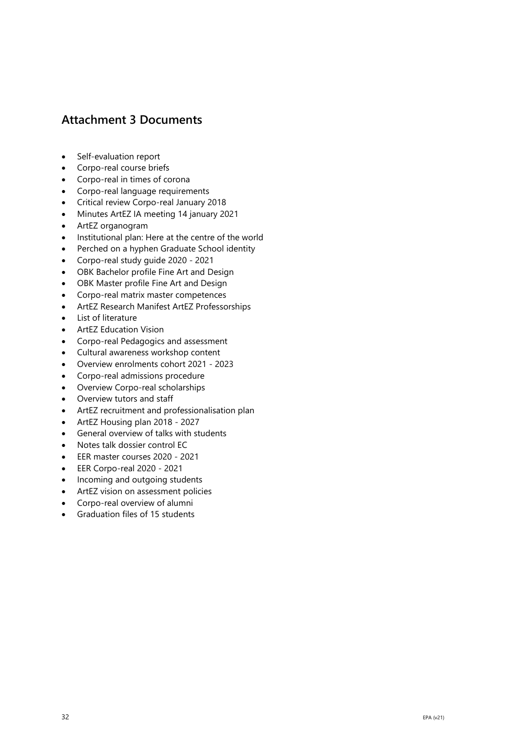## Attachment 3 Documents

- Self-evaluation report
- Corpo-real course briefs
- Corpo-real in times of corona
- Corpo-real language requirements
- Critical review Corpo-real January 2018
- Minutes ArtEZ IA meeting 14 january 2021
- ArtEZ organogram
- Institutional plan: Here at the centre of the world
- Perched on a hyphen Graduate School identity
- Corpo-real study guide 2020 - 2021
- OBK Bachelor profile Fine Art and Design
- OBK Master profile Fine Art and Design
- Corpo-real matrix master competences
- ArtEZ Research Manifest ArtEZ Professorships
- List of literature
- ArtEZ Education Vision
- Corpo-real Pedagogics and assessment
- Cultural awareness workshop content
- Overview enrolments cohort 2021 - 2023
- Corpo-real admissions procedure
- Overview Corpo-real scholarships
- Overview tutors and staff
- ArtEZ recruitment and professionalisation plan
- ArtEZ Housing plan 2018 - 2027
- General overview of talks with students
- Notes talk dossier control EC
- EER master courses 2020 - 2021
- EER Corpo-real 2020 - 2021
- Incoming and outgoing students
- ArtEZ vision on assessment policies
- Corpo-real overview of alumni
- Graduation files of 15 students